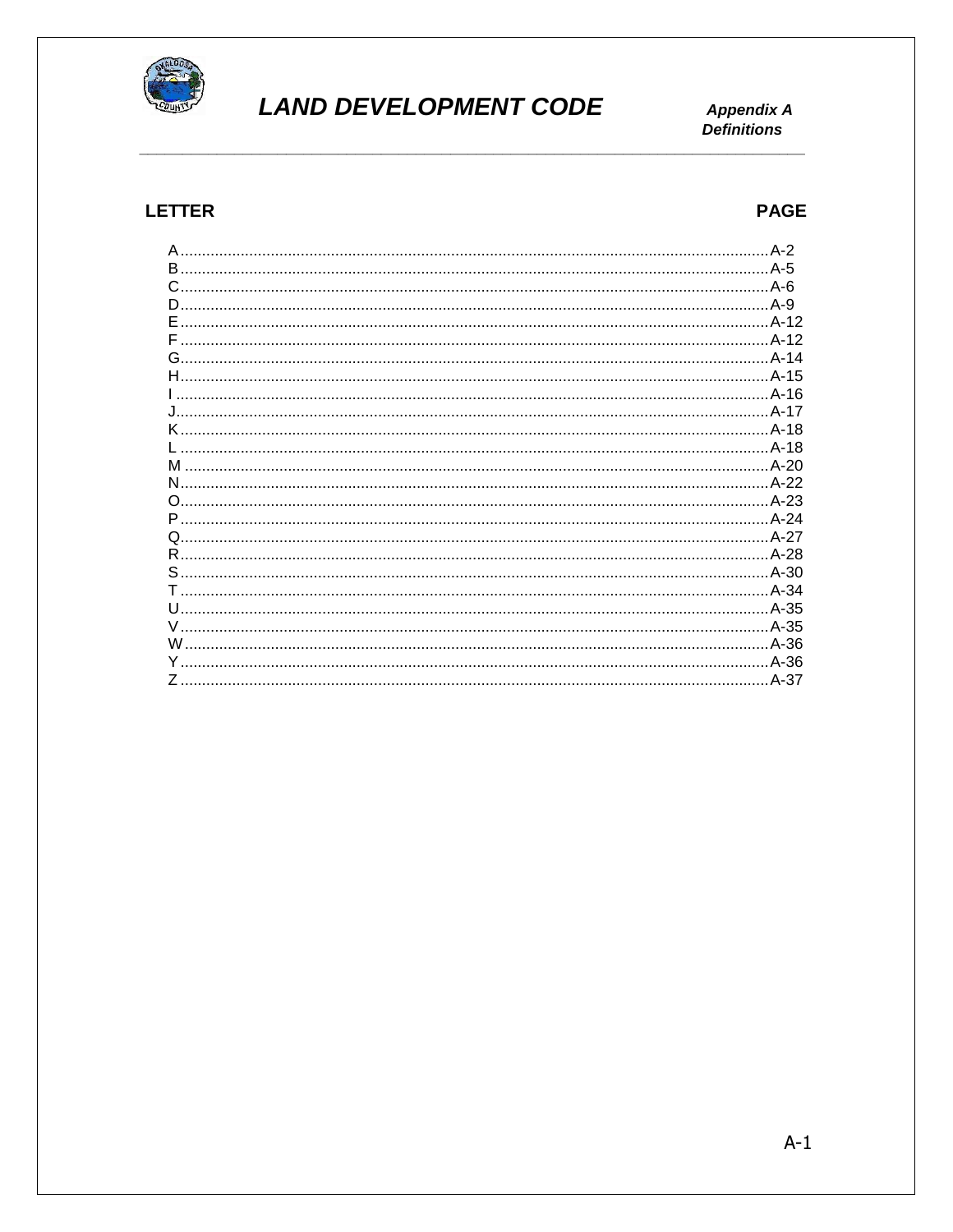# LAND DEVELOPMENT CODE

**Appendix A**
**Definitions**

| LETTER | PAGE |
|---|---|
| A | A-2 |
| B | A-5 |
| C | A-6 |
| D | A-9 |
| E | A-12 |
| F | A-12 |
| G | A-14 |
| H | A-15 |
| I | A-16 |
| J | A-17 |
| K | A-18 |
| L | A-18 |
| M | A-20 |
| N | A-22 |
| O | A-23 |
| P | A-24 |
| Q | A-27 |
| R | A-28 |
| S | A-30 |
| T | A-34 |
| U | A-35 |
| V | A-35 |
| W | A-36 |
| Y | A-36 |
| Z | A-37 |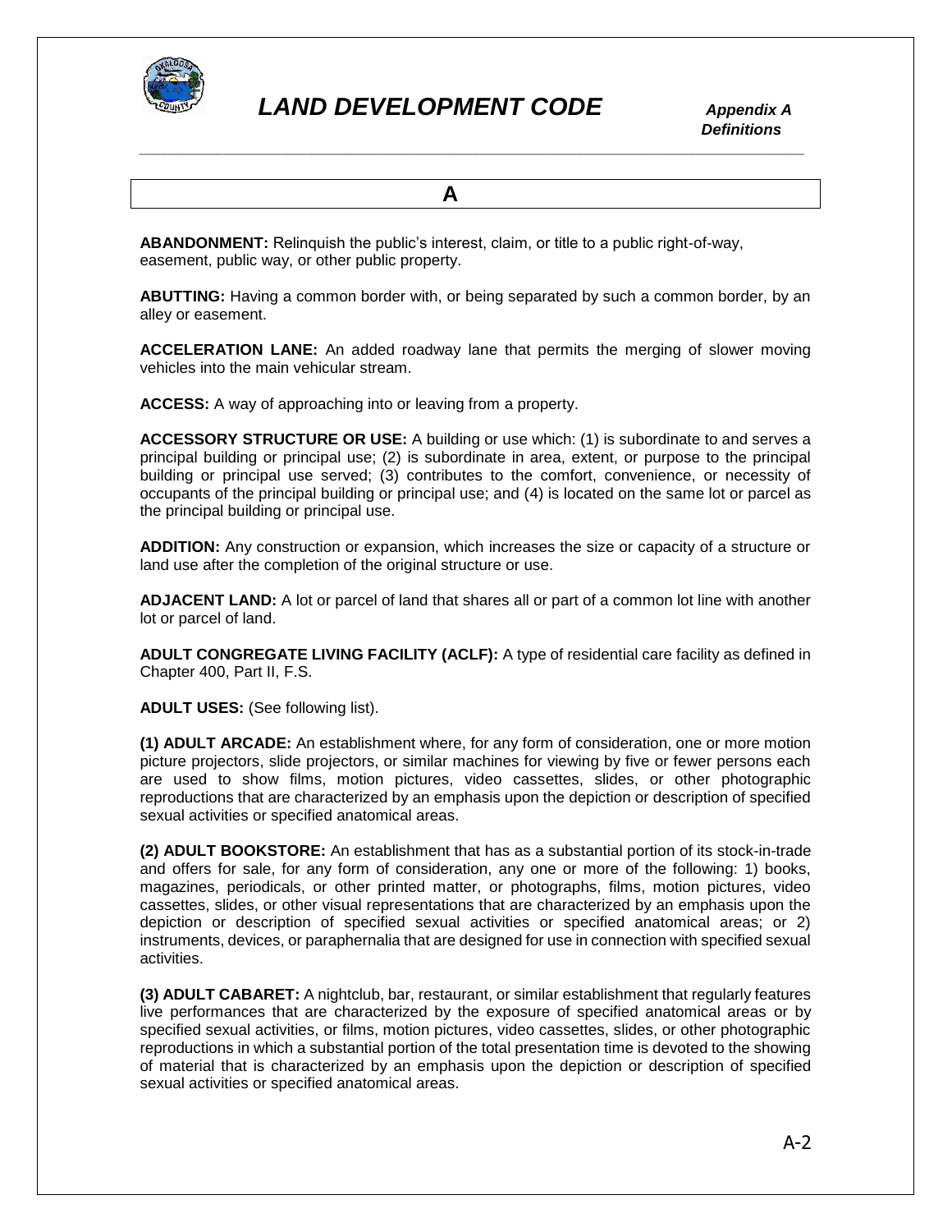## A

**ABANDONMENT:** Relinquish the public's interest, claim, or title to a public right-of-way, easement, public way, or other public property.

**ABUTTING:** Having a common border with, or being separated by such a common border, by an alley or easement.

**ACCELERATION LANE:** An added roadway lane that permits the merging of slower moving vehicles into the main vehicular stream.

**ACCESS:** A way of approaching into or leaving from a property.

**ACCESSORY STRUCTURE OR USE:** A building or use which: (1) is subordinate to and serves a principal building or principal use; (2) is subordinate in area, extent, or purpose to the principal building or principal use served; (3) contributes to the comfort, convenience, or necessity of occupants of the principal building or principal use; and (4) is located on the same lot or parcel as the principal building or principal use.

**ADDITION:** Any construction or expansion, which increases the size or capacity of a structure or land use after the completion of the original structure or use.

**ADJACENT LAND:** A lot or parcel of land that shares all or part of a common lot line with another lot or parcel of land.

**ADULT CONGREGATE LIVING FACILITY (ACLF):** A type of residential care facility as defined in Chapter 400, Part II, F.S.

**ADULT USES:** (See following list).

**(1) ADULT ARCADE:** An establishment where, for any form of consideration, one or more motion picture projectors, slide projectors, or similar machines for viewing by five or fewer persons each are used to show films, motion pictures, video cassettes, slides, or other photographic reproductions that are characterized by an emphasis upon the depiction or description of specified sexual activities or specified anatomical areas.

**(2) ADULT BOOKSTORE:** An establishment that has as a substantial portion of its stock-in-trade and offers for sale, for any form of consideration, any one or more of the following: 1) books, magazines, periodicals, or other printed matter, or photographs, films, motion pictures, video cassettes, slides, or other visual representations that are characterized by an emphasis upon the depiction or description of specified sexual activities or specified anatomical areas; or 2) instruments, devices, or paraphernalia that are designed for use in connection with specified sexual activities.

**(3) ADULT CABARET:** A nightclub, bar, restaurant, or similar establishment that regularly features live performances that are characterized by the exposure of specified anatomical areas or by specified sexual activities, or films, motion pictures, video cassettes, slides, or other photographic reproductions in which a substantial portion of the total presentation time is devoted to the showing of material that is characterized by an emphasis upon the depiction or description of specified sexual activities or specified anatomical areas.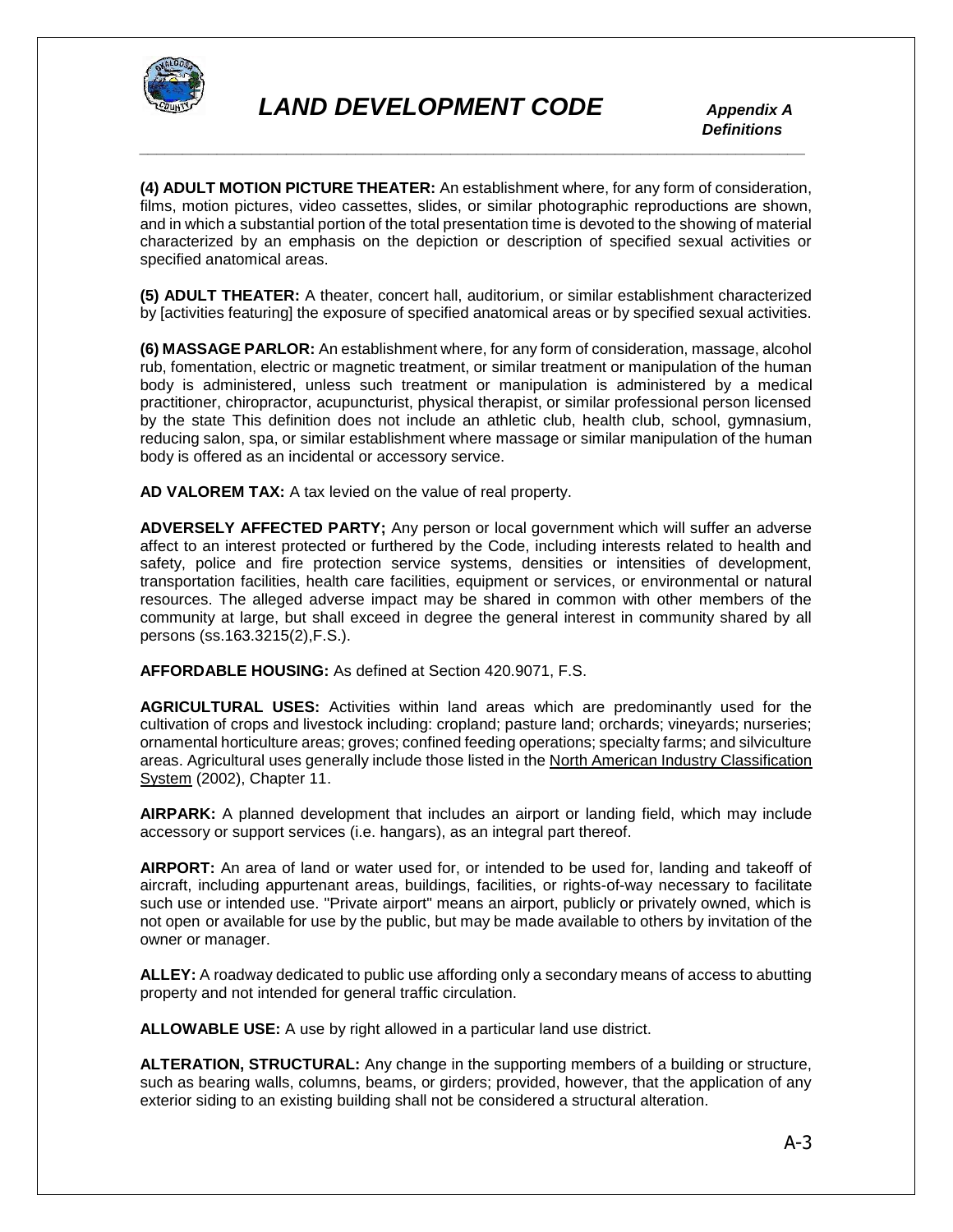**(4) ADULT MOTION PICTURE THEATER:** An establishment where, for any form of consideration, films, motion pictures, video cassettes, slides, or similar photographic reproductions are shown, and in which a substantial portion of the total presentation time is devoted to the showing of material characterized by an emphasis on the depiction or description of specified sexual activities or specified anatomical areas.

**(5) ADULT THEATER:** A theater, concert hall, auditorium, or similar establishment characterized by [activities featuring] the exposure of specified anatomical areas or by specified sexual activities.

**(6) MASSAGE PARLOR:** An establishment where, for any form of consideration, massage, alcohol rub, fomentation, electric or magnetic treatment, or similar treatment or manipulation of the human body is administered, unless such treatment or manipulation is administered by a medical practitioner, chiropractor, acupuncturist, physical therapist, or similar professional person licensed by the state This definition does not include an athletic club, health club, school, gymnasium, reducing salon, spa, or similar establishment where massage or similar manipulation of the human body is offered as an incidental or accessory service.

**AD VALOREM TAX:** A tax levied on the value of real property.

**ADVERSELY AFFECTED PARTY;** Any person or local government which will suffer an adverse affect to an interest protected or furthered by the Code, including interests related to health and safety, police and fire protection service systems, densities or intensities of development, transportation facilities, health care facilities, equipment or services, or environmental or natural resources. The alleged adverse impact may be shared in common with other members of the community at large, but shall exceed in degree the general interest in community shared by all persons (ss.163.3215(2),F.S.).

**AFFORDABLE HOUSING:** As defined at Section 420.9071, F.S.

**AGRICULTURAL USES:** Activities within land areas which are predominantly used for the cultivation of crops and livestock including: cropland; pasture land; orchards; vineyards; nurseries; ornamental horticulture areas; groves; confined feeding operations; specialty farms; and silviculture areas. Agricultural uses generally include those listed in the North American Industry Classification System (2002), Chapter 11.

**AIRPARK:** A planned development that includes an airport or landing field, which may include accessory or support services (i.e. hangars), as an integral part thereof.

**AIRPORT:** An area of land or water used for, or intended to be used for, landing and takeoff of aircraft, including appurtenant areas, buildings, facilities, or rights-of-way necessary to facilitate such use or intended use. "Private airport" means an airport, publicly or privately owned, which is not open or available for use by the public, but may be made available to others by invitation of the owner or manager.

**ALLEY:** A roadway dedicated to public use affording only a secondary means of access to abutting property and not intended for general traffic circulation.

**ALLOWABLE USE:** A use by right allowed in a particular land use district.

**ALTERATION, STRUCTURAL:** Any change in the supporting members of a building or structure, such as bearing walls, columns, beams, or girders; provided, however, that the application of any exterior siding to an existing building shall not be considered a structural alteration.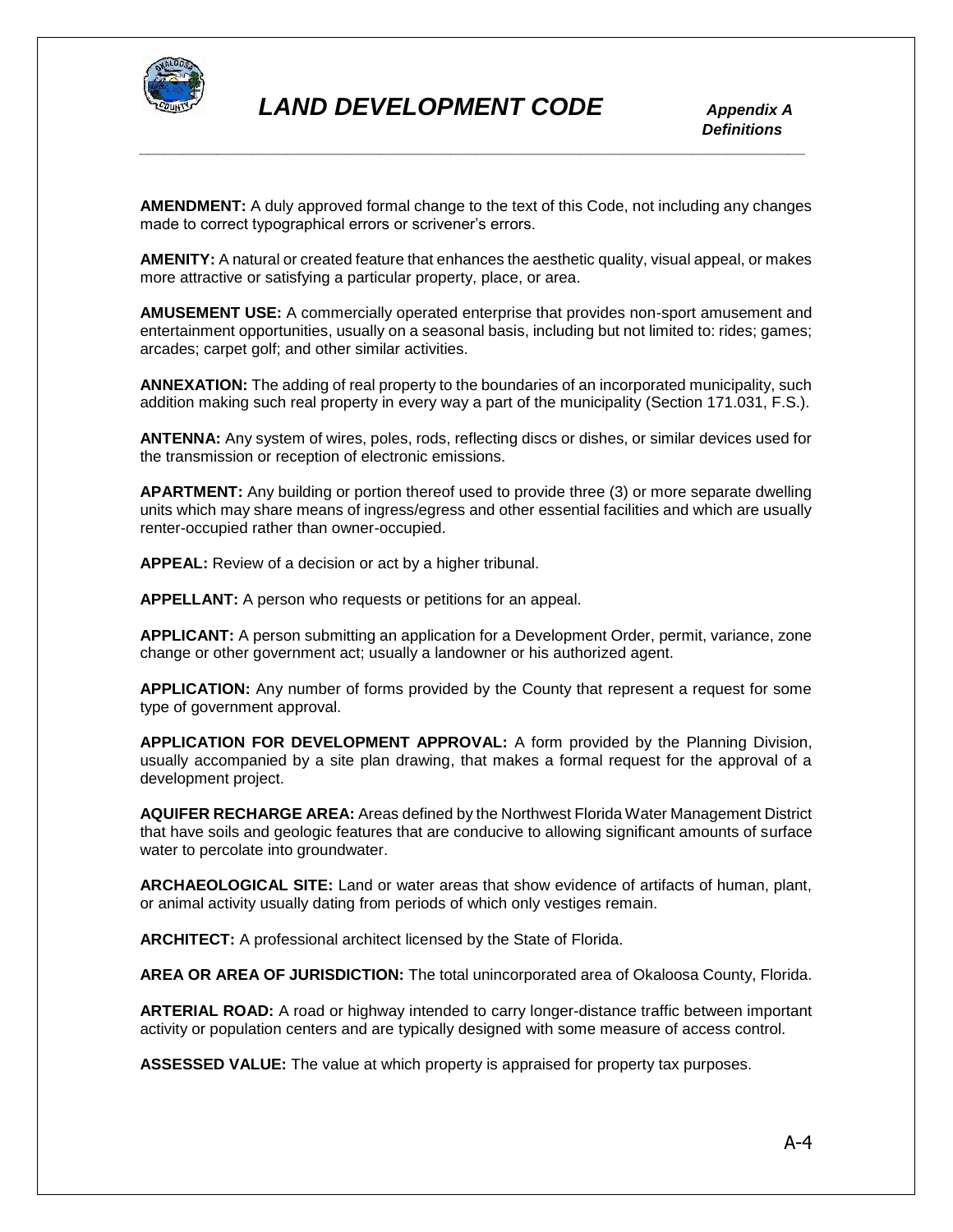**AMENDMENT:** A duly approved formal change to the text of this Code, not including any changes made to correct typographical errors or scrivener's errors.

**AMENITY:** A natural or created feature that enhances the aesthetic quality, visual appeal, or makes more attractive or satisfying a particular property, place, or area.

**AMUSEMENT USE:** A commercially operated enterprise that provides non-sport amusement and entertainment opportunities, usually on a seasonal basis, including but not limited to: rides; games; arcades; carpet golf; and other similar activities.

**ANNEXATION:** The adding of real property to the boundaries of an incorporated municipality, such addition making such real property in every way a part of the municipality (Section 171.031, F.S.).

**ANTENNA:** Any system of wires, poles, rods, reflecting discs or dishes, or similar devices used for the transmission or reception of electronic emissions.

**APARTMENT:** Any building or portion thereof used to provide three (3) or more separate dwelling units which may share means of ingress/egress and other essential facilities and which are usually renter-occupied rather than owner-occupied.

**APPEAL:** Review of a decision or act by a higher tribunal.

**APPELLANT:** A person who requests or petitions for an appeal.

**APPLICANT:** A person submitting an application for a Development Order, permit, variance, zone change or other government act; usually a landowner or his authorized agent.

**APPLICATION:** Any number of forms provided by the County that represent a request for some type of government approval.

**APPLICATION FOR DEVELOPMENT APPROVAL:** A form provided by the Planning Division, usually accompanied by a site plan drawing, that makes a formal request for the approval of a development project.

**AQUIFER RECHARGE AREA:** Areas defined by the Northwest Florida Water Management District that have soils and geologic features that are conducive to allowing significant amounts of surface water to percolate into groundwater.

**ARCHAEOLOGICAL SITE:** Land or water areas that show evidence of artifacts of human, plant, or animal activity usually dating from periods of which only vestiges remain.

**ARCHITECT:** A professional architect licensed by the State of Florida.

**AREA OR AREA OF JURISDICTION:** The total unincorporated area of Okaloosa County, Florida.

**ARTERIAL ROAD:** A road or highway intended to carry longer-distance traffic between important activity or population centers and are typically designed with some measure of access control.

**ASSESSED VALUE:** The value at which property is appraised for property tax purposes.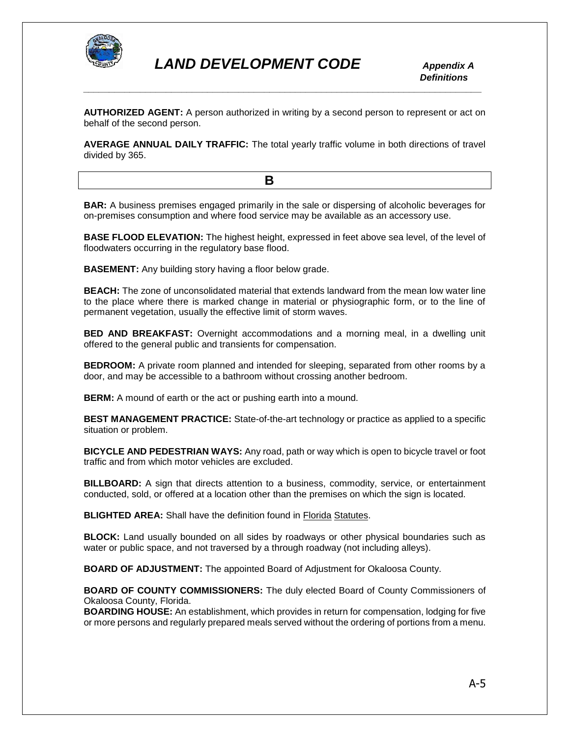**AUTHORIZED AGENT:** A person authorized in writing by a second person to represent or act on behalf of the second person.

**AVERAGE ANNUAL DAILY TRAFFIC:** The total yearly traffic volume in both directions of travel divided by 365.

## B

**BAR:** A business premises engaged primarily in the sale or dispersing of alcoholic beverages for on-premises consumption and where food service may be available as an accessory use.

**BASE FLOOD ELEVATION:** The highest height, expressed in feet above sea level, of the level of floodwaters occurring in the regulatory base flood.

**BASEMENT:** Any building story having a floor below grade.

**BEACH:** The zone of unconsolidated material that extends landward from the mean low water line to the place where there is marked change in material or physiographic form, or to the line of permanent vegetation, usually the effective limit of storm waves.

**BED AND BREAKFAST:** Overnight accommodations and a morning meal, in a dwelling unit offered to the general public and transients for compensation.

**BEDROOM:** A private room planned and intended for sleeping, separated from other rooms by a door, and may be accessible to a bathroom without crossing another bedroom.

**BERM:** A mound of earth or the act or pushing earth into a mound.

**BEST MANAGEMENT PRACTICE:** State-of-the-art technology or practice as applied to a specific situation or problem.

**BICYCLE AND PEDESTRIAN WAYS:** Any road, path or way which is open to bicycle travel or foot traffic and from which motor vehicles are excluded.

**BILLBOARD:** A sign that directs attention to a business, commodity, service, or entertainment conducted, sold, or offered at a location other than the premises on which the sign is located.

**BLIGHTED AREA:** Shall have the definition found in Florida Statutes.

**BLOCK:** Land usually bounded on all sides by roadways or other physical boundaries such as water or public space, and not traversed by a through roadway (not including alleys).

**BOARD OF ADJUSTMENT:** The appointed Board of Adjustment for Okaloosa County.

**BOARD OF COUNTY COMMISSIONERS:** The duly elected Board of County Commissioners of Okaloosa County, Florida.

**BOARDING HOUSE:** An establishment, which provides in return for compensation, lodging for five or more persons and regularly prepared meals served without the ordering of portions from a menu.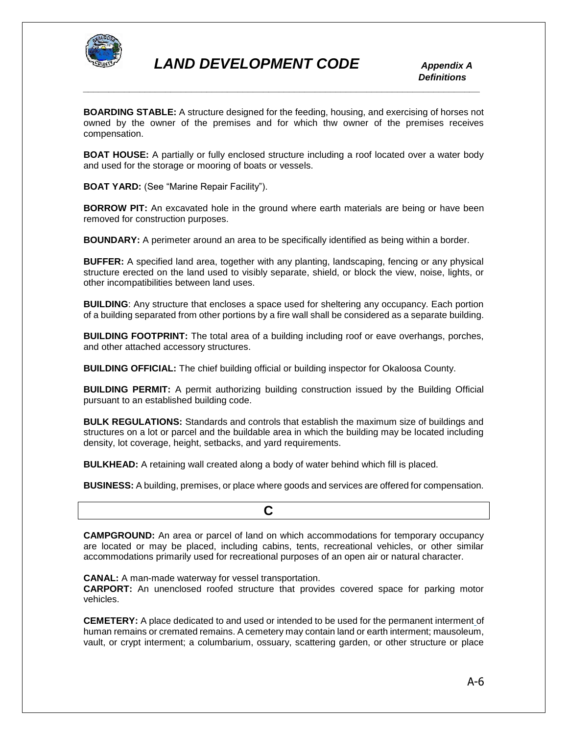**BOARDING STABLE:** A structure designed for the feeding, housing, and exercising of horses not owned by the owner of the premises and for which thw owner of the premises receives compensation.

**BOAT HOUSE:** A partially or fully enclosed structure including a roof located over a water body and used for the storage or mooring of boats or vessels.

**BOAT YARD:** (See "Marine Repair Facility").

**BORROW PIT:** An excavated hole in the ground where earth materials are being or have been removed for construction purposes.

**BOUNDARY:** A perimeter around an area to be specifically identified as being within a border.

**BUFFER:** A specified land area, together with any planting, landscaping, fencing or any physical structure erected on the land used to visibly separate, shield, or block the view, noise, lights, or other incompatibilities between land uses.

**BUILDING**: Any structure that encloses a space used for sheltering any occupancy. Each portion of a building separated from other portions by a fire wall shall be considered as a separate building.

**BUILDING FOOTPRINT:** The total area of a building including roof or eave overhangs, porches, and other attached accessory structures.

**BUILDING OFFICIAL:** The chief building official or building inspector for Okaloosa County.

**BUILDING PERMIT:** A permit authorizing building construction issued by the Building Official pursuant to an established building code.

**BULK REGULATIONS:** Standards and controls that establish the maximum size of buildings and structures on a lot or parcel and the buildable area in which the building may be located including density, lot coverage, height, setbacks, and yard requirements.

**BULKHEAD:** A retaining wall created along a body of water behind which fill is placed.

**BUSINESS:** A building, premises, or place where goods and services are offered for compensation.

## C

**CAMPGROUND:** An area or parcel of land on which accommodations for temporary occupancy are located or may be placed, including cabins, tents, recreational vehicles, or other similar accommodations primarily used for recreational purposes of an open air or natural character.

**CANAL:** A man-made waterway for vessel transportation.

**CARPORT:** An unenclosed roofed structure that provides covered space for parking motor vehicles.

**CEMETERY:** A place dedicated to and used or intended to be used for the permanent interment of human remains or cremated remains. A cemetery may contain land or earth interment; mausoleum, vault, or crypt interment; a columbarium, ossuary, scattering garden, or other structure or place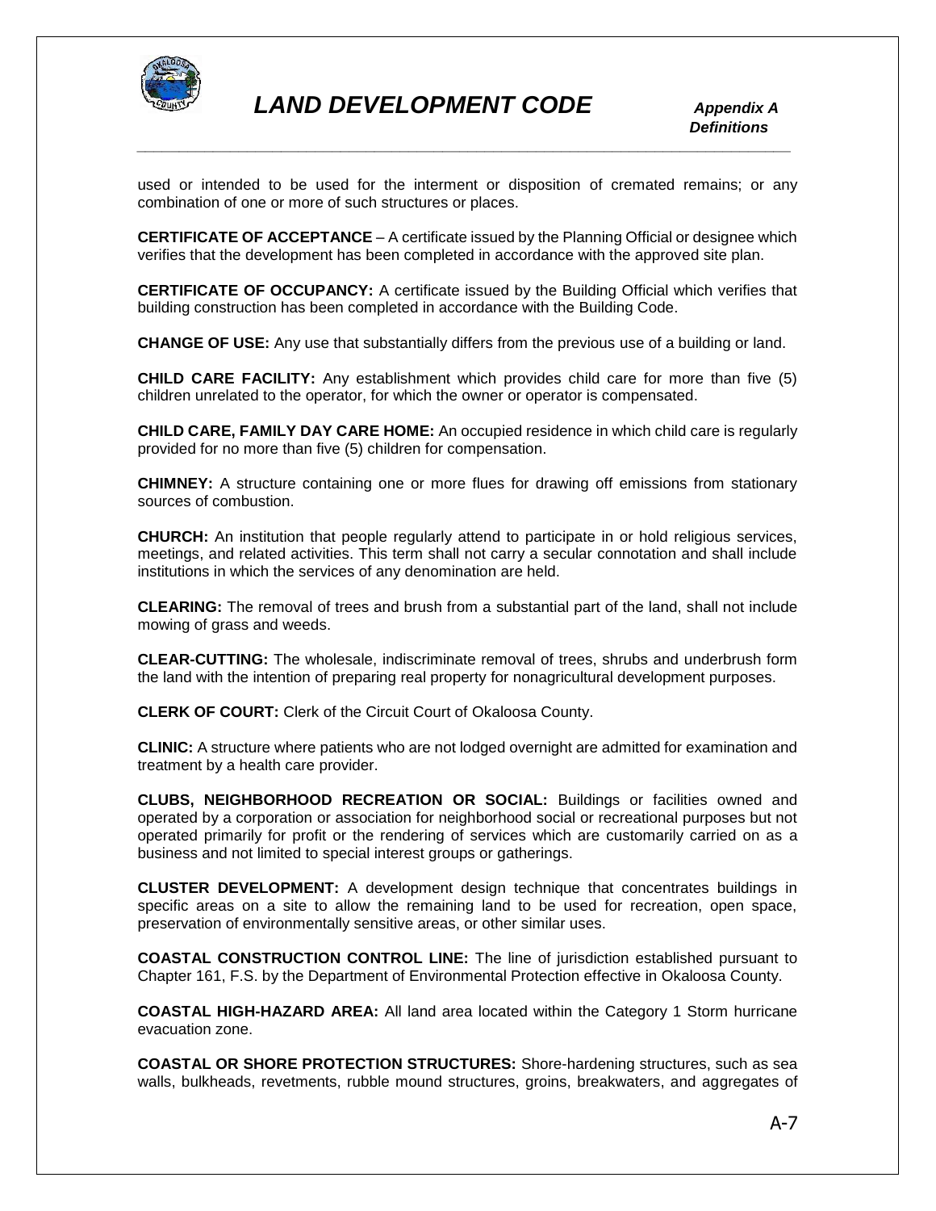used or intended to be used for the interment or disposition of cremated remains; or any combination of one or more of such structures or places.

**CERTIFICATE OF ACCEPTANCE** – A certificate issued by the Planning Official or designee which verifies that the development has been completed in accordance with the approved site plan.

**CERTIFICATE OF OCCUPANCY:** A certificate issued by the Building Official which verifies that building construction has been completed in accordance with the Building Code.

**CHANGE OF USE:** Any use that substantially differs from the previous use of a building or land.

**CHILD CARE FACILITY:** Any establishment which provides child care for more than five (5) children unrelated to the operator, for which the owner or operator is compensated.

**CHILD CARE, FAMILY DAY CARE HOME:** An occupied residence in which child care is regularly provided for no more than five (5) children for compensation.

**CHIMNEY:** A structure containing one or more flues for drawing off emissions from stationary sources of combustion.

**CHURCH:** An institution that people regularly attend to participate in or hold religious services, meetings, and related activities. This term shall not carry a secular connotation and shall include institutions in which the services of any denomination are held.

**CLEARING:** The removal of trees and brush from a substantial part of the land, shall not include mowing of grass and weeds.

**CLEAR-CUTTING:** The wholesale, indiscriminate removal of trees, shrubs and underbrush form the land with the intention of preparing real property for nonagricultural development purposes.

**CLERK OF COURT:** Clerk of the Circuit Court of Okaloosa County.

**CLINIC:** A structure where patients who are not lodged overnight are admitted for examination and treatment by a health care provider.

**CLUBS, NEIGHBORHOOD RECREATION OR SOCIAL:** Buildings or facilities owned and operated by a corporation or association for neighborhood social or recreational purposes but not operated primarily for profit or the rendering of services which are customarily carried on as a business and not limited to special interest groups or gatherings.

**CLUSTER DEVELOPMENT:** A development design technique that concentrates buildings in specific areas on a site to allow the remaining land to be used for recreation, open space, preservation of environmentally sensitive areas, or other similar uses.

**COASTAL CONSTRUCTION CONTROL LINE:** The line of jurisdiction established pursuant to Chapter 161, F.S. by the Department of Environmental Protection effective in Okaloosa County.

**COASTAL HIGH-HAZARD AREA:** All land area located within the Category 1 Storm hurricane evacuation zone.

**COASTAL OR SHORE PROTECTION STRUCTURES:** Shore-hardening structures, such as sea walls, bulkheads, revetments, rubble mound structures, groins, breakwaters, and aggregates of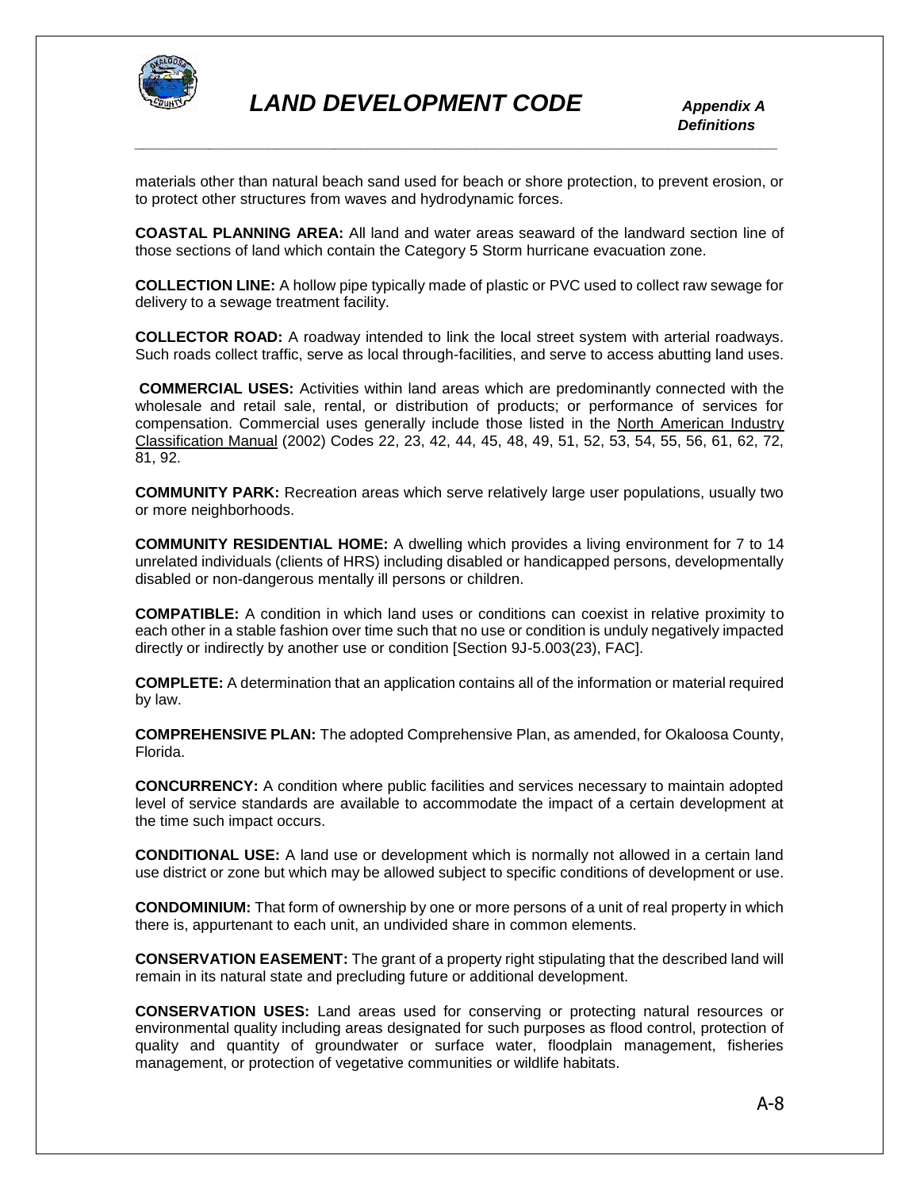materials other than natural beach sand used for beach or shore protection, to prevent erosion, or to protect other structures from waves and hydrodynamic forces.

**COASTAL PLANNING AREA:** All land and water areas seaward of the landward section line of those sections of land which contain the Category 5 Storm hurricane evacuation zone.

**COLLECTION LINE:** A hollow pipe typically made of plastic or PVC used to collect raw sewage for delivery to a sewage treatment facility.

**COLLECTOR ROAD:** A roadway intended to link the local street system with arterial roadways. Such roads collect traffic, serve as local through-facilities, and serve to access abutting land uses.

**COMMERCIAL USES:** Activities within land areas which are predominantly connected with the wholesale and retail sale, rental, or distribution of products; or performance of services for compensation. Commercial uses generally include those listed in the North American Industry Classification Manual (2002) Codes 22, 23, 42, 44, 45, 48, 49, 51, 52, 53, 54, 55, 56, 61, 62, 72, 81, 92.

**COMMUNITY PARK:** Recreation areas which serve relatively large user populations, usually two or more neighborhoods.

**COMMUNITY RESIDENTIAL HOME:** A dwelling which provides a living environment for 7 to 14 unrelated individuals (clients of HRS) including disabled or handicapped persons, developmentally disabled or non-dangerous mentally ill persons or children.

**COMPATIBLE:** A condition in which land uses or conditions can coexist in relative proximity to each other in a stable fashion over time such that no use or condition is unduly negatively impacted directly or indirectly by another use or condition [Section 9J-5.003(23), FAC].

**COMPLETE:** A determination that an application contains all of the information or material required by law.

**COMPREHENSIVE PLAN:** The adopted Comprehensive Plan, as amended, for Okaloosa County, Florida.

**CONCURRENCY:** A condition where public facilities and services necessary to maintain adopted level of service standards are available to accommodate the impact of a certain development at the time such impact occurs.

**CONDITIONAL USE:** A land use or development which is normally not allowed in a certain land use district or zone but which may be allowed subject to specific conditions of development or use.

**CONDOMINIUM:** That form of ownership by one or more persons of a unit of real property in which there is, appurtenant to each unit, an undivided share in common elements.

**CONSERVATION EASEMENT:** The grant of a property right stipulating that the described land will remain in its natural state and precluding future or additional development.

**CONSERVATION USES:** Land areas used for conserving or protecting natural resources or environmental quality including areas designated for such purposes as flood control, protection of quality and quantity of groundwater or surface water, floodplain management, fisheries management, or protection of vegetative communities or wildlife habitats.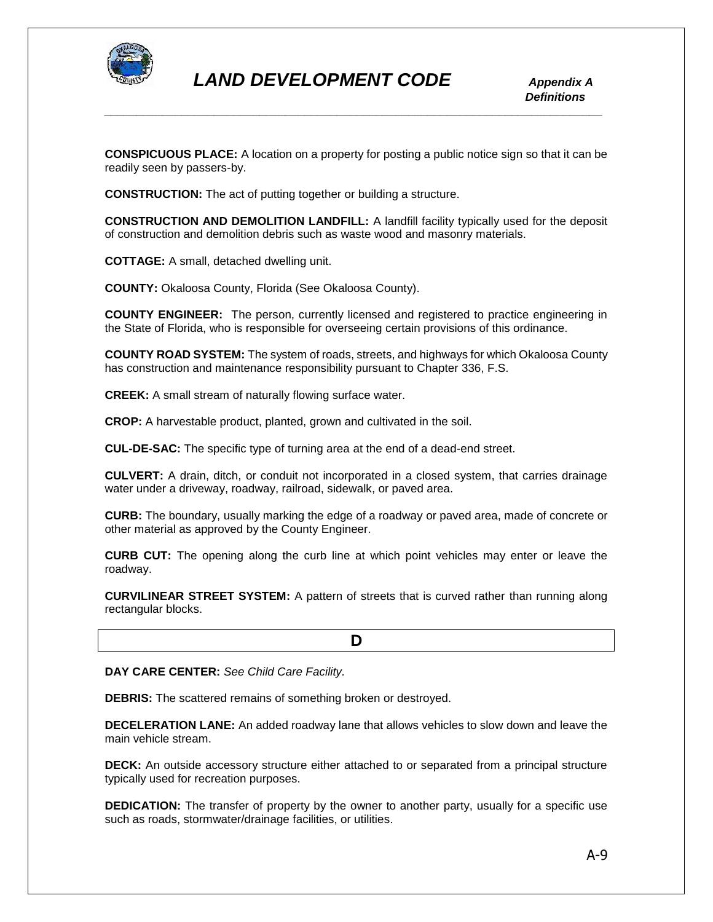**CONSPICUOUS PLACE:** A location on a property for posting a public notice sign so that it can be readily seen by passers-by.

**CONSTRUCTION:** The act of putting together or building a structure.

**CONSTRUCTION AND DEMOLITION LANDFILL:** A landfill facility typically used for the deposit of construction and demolition debris such as waste wood and masonry materials.

**COTTAGE:** A small, detached dwelling unit.

**COUNTY:** Okaloosa County, Florida (See Okaloosa County).

**COUNTY ENGINEER:** The person, currently licensed and registered to practice engineering in the State of Florida, who is responsible for overseeing certain provisions of this ordinance.

**COUNTY ROAD SYSTEM:** The system of roads, streets, and highways for which Okaloosa County has construction and maintenance responsibility pursuant to Chapter 336, F.S.

**CREEK:** A small stream of naturally flowing surface water.

**CROP:** A harvestable product, planted, grown and cultivated in the soil.

**CUL-DE-SAC:** The specific type of turning area at the end of a dead-end street.

**CULVERT:** A drain, ditch, or conduit not incorporated in a closed system, that carries drainage water under a driveway, roadway, railroad, sidewalk, or paved area.

**CURB:** The boundary, usually marking the edge of a roadway or paved area, made of concrete or other material as approved by the County Engineer.

**CURB CUT:** The opening along the curb line at which point vehicles may enter or leave the roadway.

**CURVILINEAR STREET SYSTEM:** A pattern of streets that is curved rather than running along rectangular blocks.

## D

**DAY CARE CENTER:** *See Child Care Facility.*

**DEBRIS:** The scattered remains of something broken or destroyed.

**DECELERATION LANE:** An added roadway lane that allows vehicles to slow down and leave the main vehicle stream.

**DECK:** An outside accessory structure either attached to or separated from a principal structure typically used for recreation purposes.

**DEDICATION:** The transfer of property by the owner to another party, usually for a specific use such as roads, stormwater/drainage facilities, or utilities.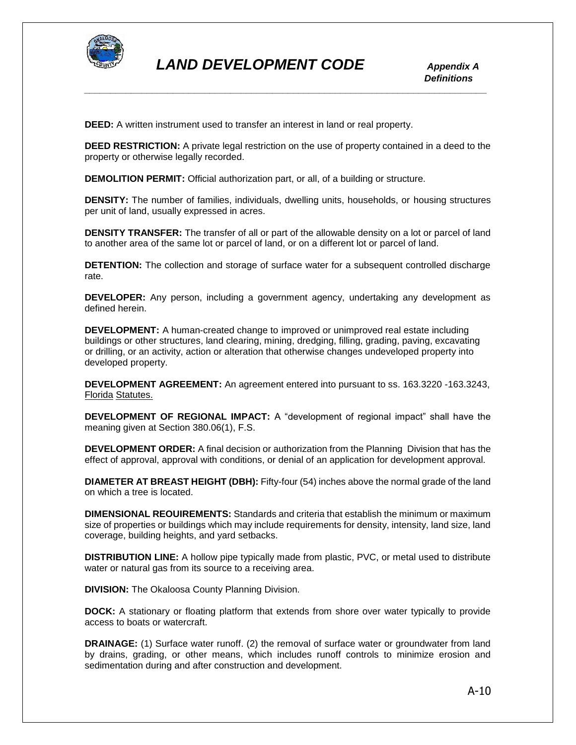**DEED:** A written instrument used to transfer an interest in land or real property.

**DEED RESTRICTION:** A private legal restriction on the use of property contained in a deed to the property or otherwise legally recorded.

**DEMOLITION PERMIT:** Official authorization part, or all, of a building or structure.

**DENSITY:** The number of families, individuals, dwelling units, households, or housing structures per unit of land, usually expressed in acres.

**DENSITY TRANSFER:** The transfer of all or part of the allowable density on a lot or parcel of land to another area of the same lot or parcel of land, or on a different lot or parcel of land.

**DETENTION:** The collection and storage of surface water for a subsequent controlled discharge rate.

**DEVELOPER:** Any person, including a government agency, undertaking any development as defined herein.

**DEVELOPMENT:** A human-created change to improved or unimproved real estate including buildings or other structures, land clearing, mining, dredging, filling, grading, paving, excavating or drilling, or an activity, action or alteration that otherwise changes undeveloped property into developed property.

**DEVELOPMENT AGREEMENT:** An agreement entered into pursuant to ss. 163.3220 -163.3243, Florida Statutes.

**DEVELOPMENT OF REGIONAL IMPACT:** A "development of regional impact" shall have the meaning given at Section 380.06(1), F.S.

**DEVELOPMENT ORDER:** A final decision or authorization from the Planning Division that has the effect of approval, approval with conditions, or denial of an application for development approval.

**DIAMETER AT BREAST HEIGHT (DBH):** Fifty-four (54) inches above the normal grade of the land on which a tree is located.

**DIMENSIONAL REOUIREMENTS:** Standards and criteria that establish the minimum or maximum size of properties or buildings which may include requirements for density, intensity, land size, land coverage, building heights, and yard setbacks.

**DISTRIBUTION LINE:** A hollow pipe typically made from plastic, PVC, or metal used to distribute water or natural gas from its source to a receiving area.

**DIVISION:** The Okaloosa County Planning Division.

**DOCK:** A stationary or floating platform that extends from shore over water typically to provide access to boats or watercraft.

**DRAINAGE:** (1) Surface water runoff. (2) the removal of surface water or groundwater from land by drains, grading, or other means, which includes runoff controls to minimize erosion and sedimentation during and after construction and development.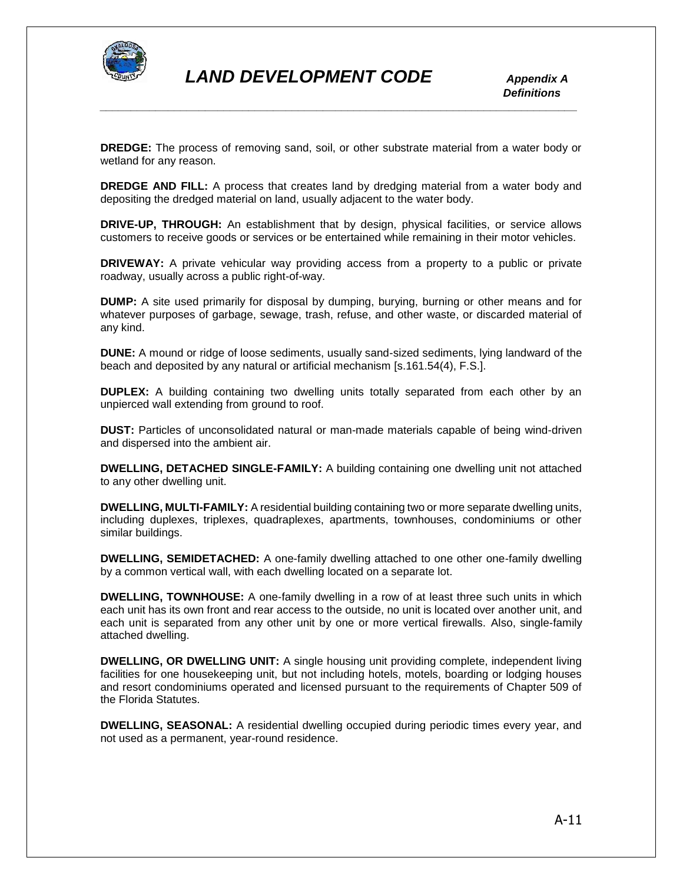**DREDGE:** The process of removing sand, soil, or other substrate material from a water body or wetland for any reason.

**DREDGE AND FILL:** A process that creates land by dredging material from a water body and depositing the dredged material on land, usually adjacent to the water body.

**DRIVE-UP, THROUGH:** An establishment that by design, physical facilities, or service allows customers to receive goods or services or be entertained while remaining in their motor vehicles.

**DRIVEWAY:** A private vehicular way providing access from a property to a public or private roadway, usually across a public right-of-way.

**DUMP:** A site used primarily for disposal by dumping, burying, burning or other means and for whatever purposes of garbage, sewage, trash, refuse, and other waste, or discarded material of any kind.

**DUNE:** A mound or ridge of loose sediments, usually sand-sized sediments, lying landward of the beach and deposited by any natural or artificial mechanism [s.161.54(4), F.S.].

**DUPLEX:** A building containing two dwelling units totally separated from each other by an unpierced wall extending from ground to roof.

**DUST:** Particles of unconsolidated natural or man-made materials capable of being wind-driven and dispersed into the ambient air.

**DWELLING, DETACHED SINGLE-FAMILY:** A building containing one dwelling unit not attached to any other dwelling unit.

**DWELLING, MULTI-FAMILY:** A residential building containing two or more separate dwelling units, including duplexes, triplexes, quadraplexes, apartments, townhouses, condominiums or other similar buildings.

**DWELLING, SEMIDETACHED:** A one-family dwelling attached to one other one-family dwelling by a common vertical wall, with each dwelling located on a separate lot.

**DWELLING, TOWNHOUSE:** A one-family dwelling in a row of at least three such units in which each unit has its own front and rear access to the outside, no unit is located over another unit, and each unit is separated from any other unit by one or more vertical firewalls. Also, single-family attached dwelling.

**DWELLING, OR DWELLING UNIT:** A single housing unit providing complete, independent living facilities for one housekeeping unit, but not including hotels, motels, boarding or lodging houses and resort condominiums operated and licensed pursuant to the requirements of Chapter 509 of the Florida Statutes.

**DWELLING, SEASONAL:** A residential dwelling occupied during periodic times every year, and not used as a permanent, year-round residence.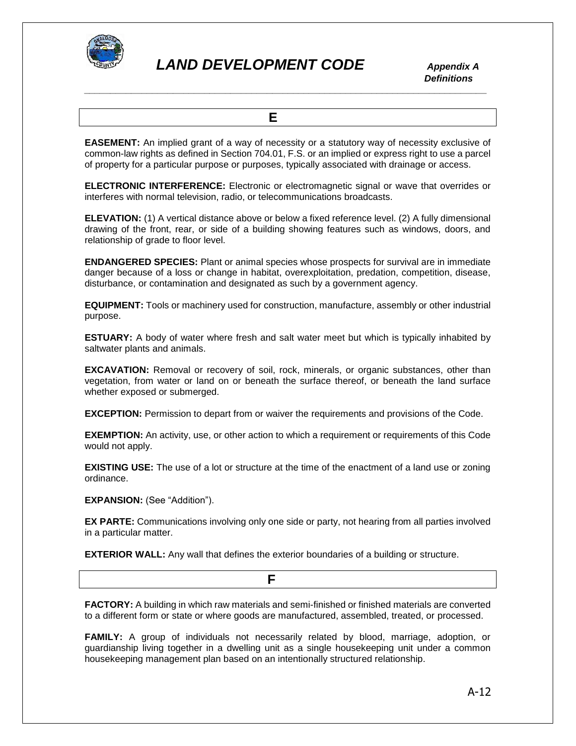## E

**EASEMENT:** An implied grant of a way of necessity or a statutory way of necessity exclusive of common-law rights as defined in Section 704.01, F.S. or an implied or express right to use a parcel of property for a particular purpose or purposes, typically associated with drainage or access.

**ELECTRONIC INTERFERENCE:** Electronic or electromagnetic signal or wave that overrides or interferes with normal television, radio, or telecommunications broadcasts.

**ELEVATION:** (1) A vertical distance above or below a fixed reference level. (2) A fully dimensional drawing of the front, rear, or side of a building showing features such as windows, doors, and relationship of grade to floor level.

**ENDANGERED SPECIES:** Plant or animal species whose prospects for survival are in immediate danger because of a loss or change in habitat, overexploitation, predation, competition, disease, disturbance, or contamination and designated as such by a government agency.

**EQUIPMENT:** Tools or machinery used for construction, manufacture, assembly or other industrial purpose.

**ESTUARY:** A body of water where fresh and salt water meet but which is typically inhabited by saltwater plants and animals.

**EXCAVATION:** Removal or recovery of soil, rock, minerals, or organic substances, other than vegetation, from water or land on or beneath the surface thereof, or beneath the land surface whether exposed or submerged.

**EXCEPTION:** Permission to depart from or waiver the requirements and provisions of the Code.

**EXEMPTION:** An activity, use, or other action to which a requirement or requirements of this Code would not apply.

**EXISTING USE:** The use of a lot or structure at the time of the enactment of a land use or zoning ordinance.

**EXPANSION:** (See "Addition").

**EX PARTE:** Communications involving only one side or party, not hearing from all parties involved in a particular matter.

**EXTERIOR WALL:** Any wall that defines the exterior boundaries of a building or structure.

## F

**FACTORY:** A building in which raw materials and semi-finished or finished materials are converted to a different form or state or where goods are manufactured, assembled, treated, or processed.

**FAMILY:** A group of individuals not necessarily related by blood, marriage, adoption, or guardianship living together in a dwelling unit as a single housekeeping unit under a common housekeeping management plan based on an intentionally structured relationship.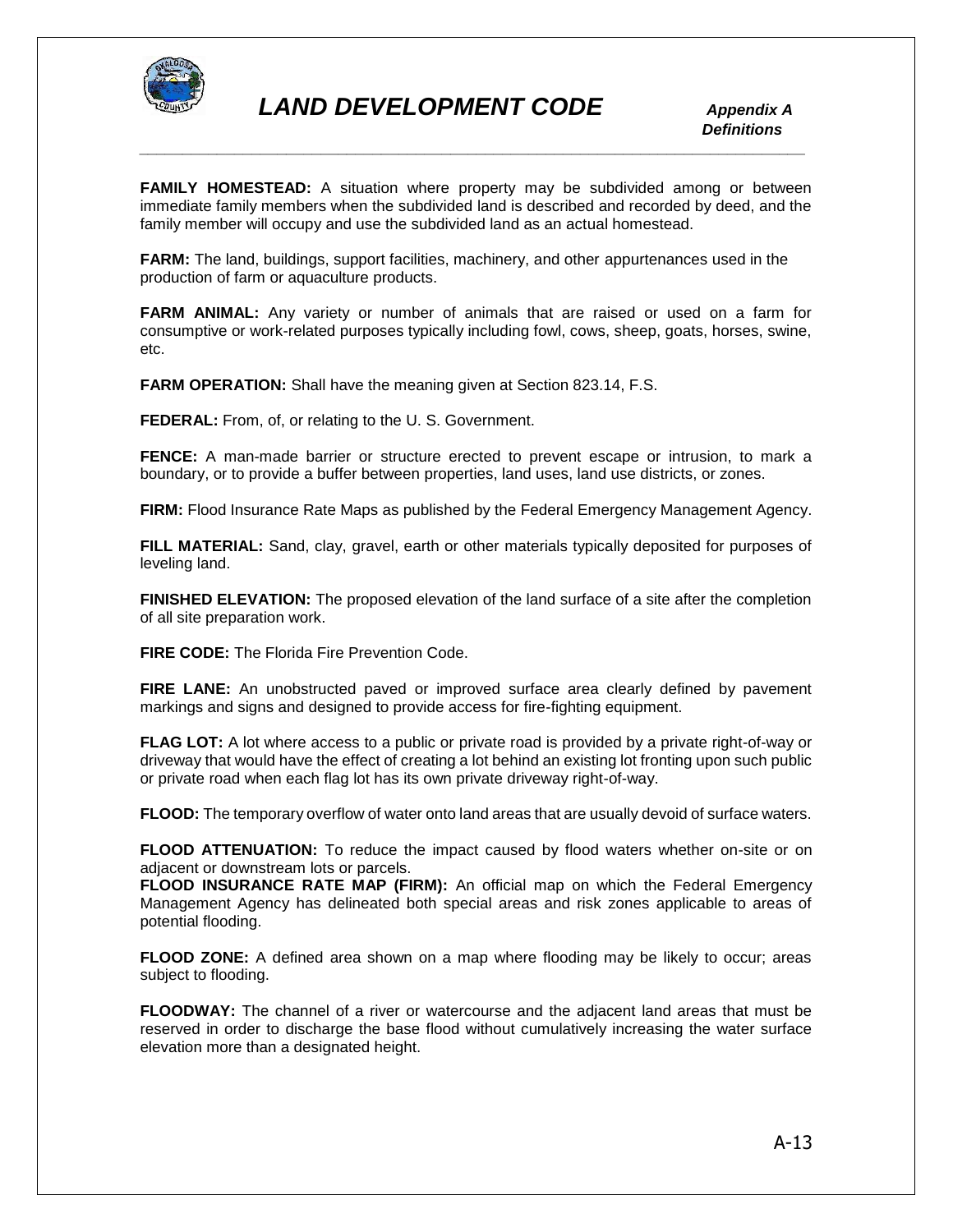**FAMILY HOMESTEAD:** A situation where property may be subdivided among or between immediate family members when the subdivided land is described and recorded by deed, and the family member will occupy and use the subdivided land as an actual homestead.

**FARM:** The land, buildings, support facilities, machinery, and other appurtenances used in the production of farm or aquaculture products.

**FARM ANIMAL:** Any variety or number of animals that are raised or used on a farm for consumptive or work-related purposes typically including fowl, cows, sheep, goats, horses, swine, etc.

**FARM OPERATION:** Shall have the meaning given at Section 823.14, F.S.

**FEDERAL:** From, of, or relating to the U. S. Government.

**FENCE:** A man-made barrier or structure erected to prevent escape or intrusion, to mark a boundary, or to provide a buffer between properties, land uses, land use districts, or zones.

**FIRM:** Flood Insurance Rate Maps as published by the Federal Emergency Management Agency.

**FILL MATERIAL:** Sand, clay, gravel, earth or other materials typically deposited for purposes of leveling land.

**FINISHED ELEVATION:** The proposed elevation of the land surface of a site after the completion of all site preparation work.

**FIRE CODE:** The Florida Fire Prevention Code.

**FIRE LANE:** An unobstructed paved or improved surface area clearly defined by pavement markings and signs and designed to provide access for fire-fighting equipment.

**FLAG LOT:** A lot where access to a public or private road is provided by a private right-of-way or driveway that would have the effect of creating a lot behind an existing lot fronting upon such public or private road when each flag lot has its own private driveway right-of-way.

**FLOOD:** The temporary overflow of water onto land areas that are usually devoid of surface waters.

**FLOOD ATTENUATION:** To reduce the impact caused by flood waters whether on-site or on adjacent or downstream lots or parcels.

**FLOOD INSURANCE RATE MAP (FIRM):** An official map on which the Federal Emergency Management Agency has delineated both special areas and risk zones applicable to areas of potential flooding.

**FLOOD ZONE:** A defined area shown on a map where flooding may be likely to occur; areas subject to flooding.

**FLOODWAY:** The channel of a river or watercourse and the adjacent land areas that must be reserved in order to discharge the base flood without cumulatively increasing the water surface elevation more than a designated height.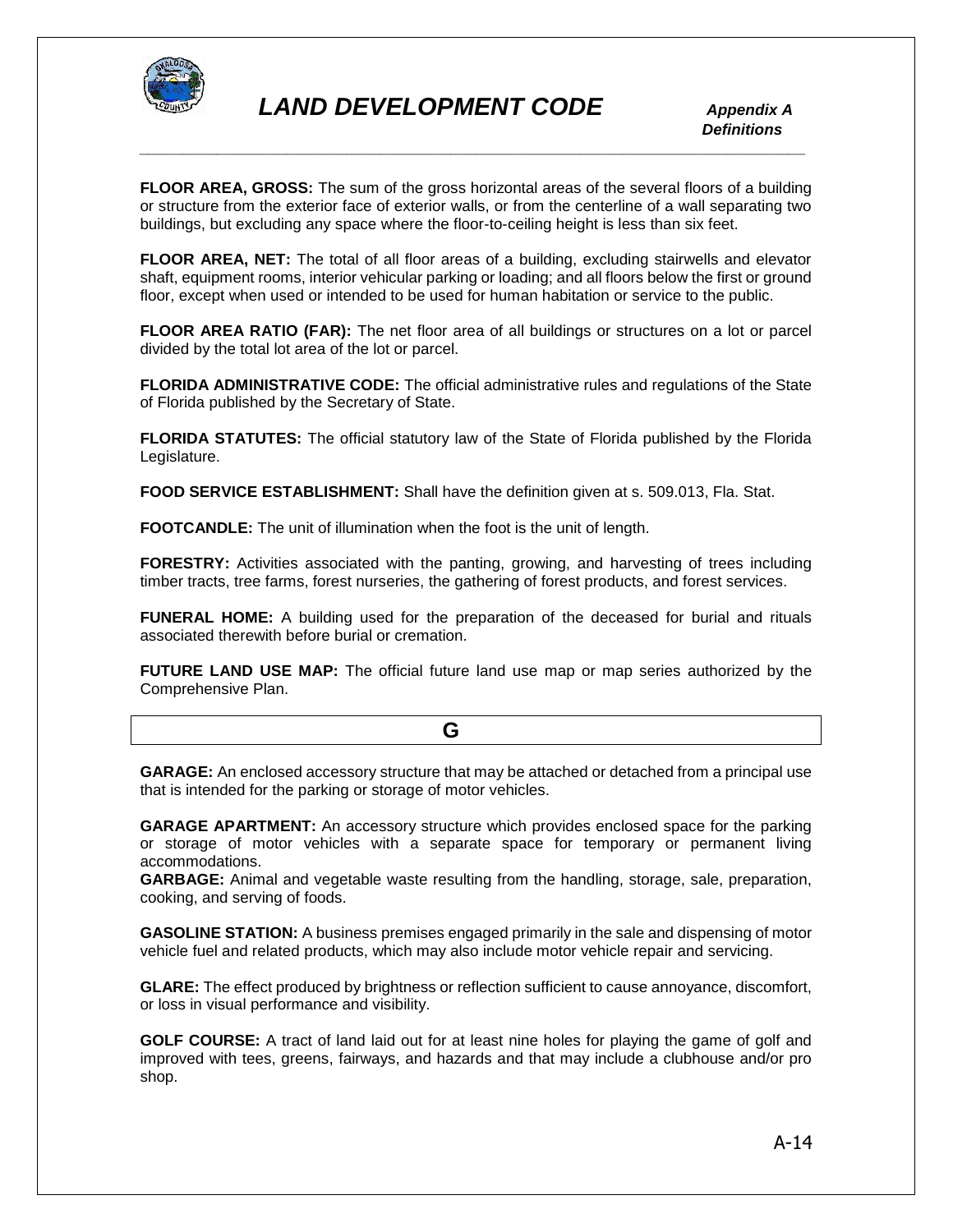**FLOOR AREA, GROSS:** The sum of the gross horizontal areas of the several floors of a building or structure from the exterior face of exterior walls, or from the centerline of a wall separating two buildings, but excluding any space where the floor-to-ceiling height is less than six feet.

**FLOOR AREA, NET:** The total of all floor areas of a building, excluding stairwells and elevator shaft, equipment rooms, interior vehicular parking or loading; and all floors below the first or ground floor, except when used or intended to be used for human habitation or service to the public.

**FLOOR AREA RATIO (FAR):** The net floor area of all buildings or structures on a lot or parcel divided by the total lot area of the lot or parcel.

**FLORIDA ADMINISTRATIVE CODE:** The official administrative rules and regulations of the State of Florida published by the Secretary of State.

**FLORIDA STATUTES:** The official statutory law of the State of Florida published by the Florida Legislature.

**FOOD SERVICE ESTABLISHMENT:** Shall have the definition given at s. 509.013, Fla. Stat.

**FOOTCANDLE:** The unit of illumination when the foot is the unit of length.

**FORESTRY:** Activities associated with the panting, growing, and harvesting of trees including timber tracts, tree farms, forest nurseries, the gathering of forest products, and forest services.

**FUNERAL HOME:** A building used for the preparation of the deceased for burial and rituals associated therewith before burial or cremation.

**FUTURE LAND USE MAP:** The official future land use map or map series authorized by the Comprehensive Plan.

## G

**GARAGE:** An enclosed accessory structure that may be attached or detached from a principal use that is intended for the parking or storage of motor vehicles.

**GARAGE APARTMENT:** An accessory structure which provides enclosed space for the parking or storage of motor vehicles with a separate space for temporary or permanent living accommodations.

**GARBAGE:** Animal and vegetable waste resulting from the handling, storage, sale, preparation, cooking, and serving of foods.

**GASOLINE STATION:** A business premises engaged primarily in the sale and dispensing of motor vehicle fuel and related products, which may also include motor vehicle repair and servicing.

**GLARE:** The effect produced by brightness or reflection sufficient to cause annoyance, discomfort, or loss in visual performance and visibility.

**GOLF COURSE:** A tract of land laid out for at least nine holes for playing the game of golf and improved with tees, greens, fairways, and hazards and that may include a clubhouse and/or pro shop.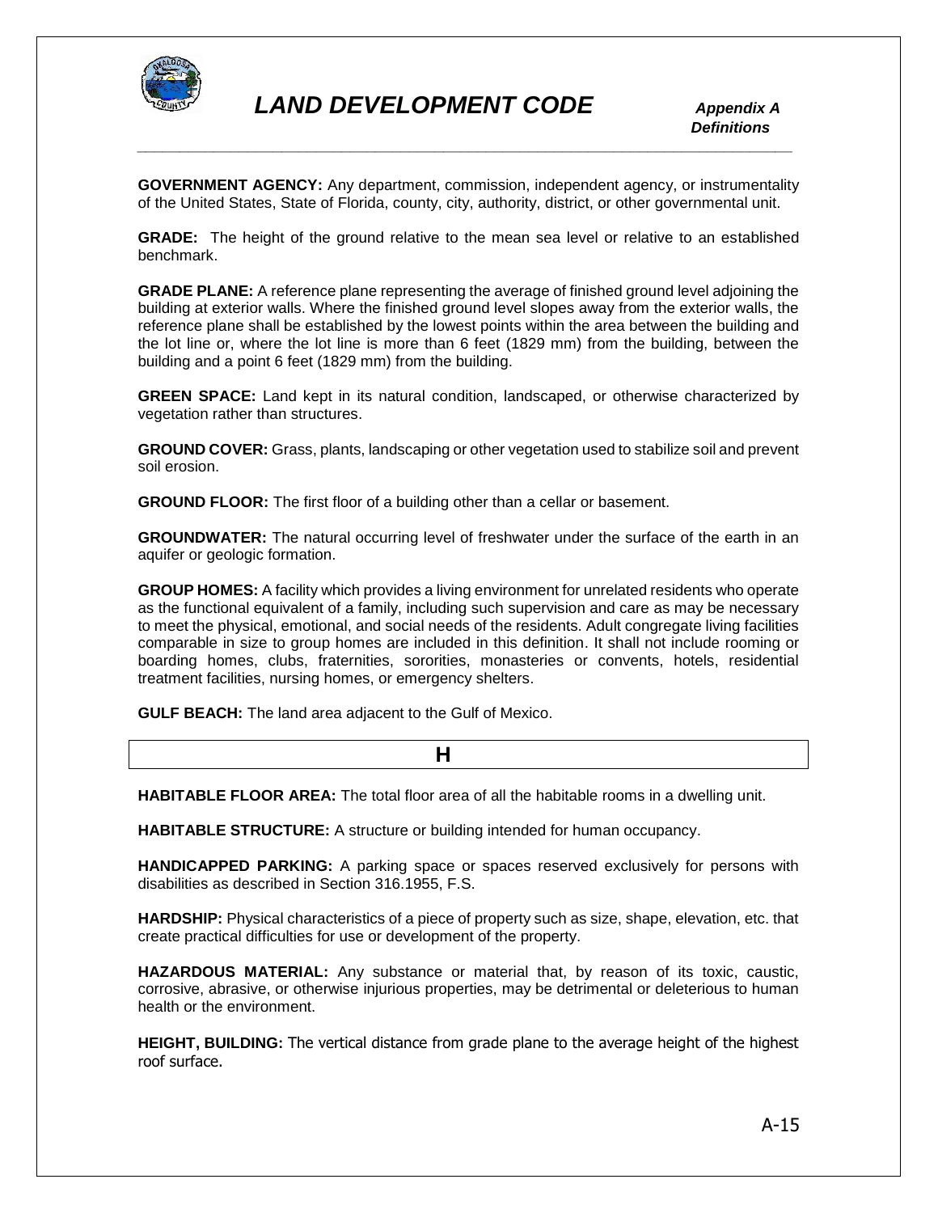**GOVERNMENT AGENCY:** Any department, commission, independent agency, or instrumentality of the United States, State of Florida, county, city, authority, district, or other governmental unit.

**GRADE:** The height of the ground relative to the mean sea level or relative to an established benchmark.

**GRADE PLANE:** A reference plane representing the average of finished ground level adjoining the building at exterior walls. Where the finished ground level slopes away from the exterior walls, the reference plane shall be established by the lowest points within the area between the building and the lot line or, where the lot line is more than 6 feet (1829 mm) from the building, between the building and a point 6 feet (1829 mm) from the building.

**GREEN SPACE:** Land kept in its natural condition, landscaped, or otherwise characterized by vegetation rather than structures.

**GROUND COVER:** Grass, plants, landscaping or other vegetation used to stabilize soil and prevent soil erosion.

**GROUND FLOOR:** The first floor of a building other than a cellar or basement.

**GROUNDWATER:** The natural occurring level of freshwater under the surface of the earth in an aquifer or geologic formation.

**GROUP HOMES:** A facility which provides a living environment for unrelated residents who operate as the functional equivalent of a family, including such supervision and care as may be necessary to meet the physical, emotional, and social needs of the residents. Adult congregate living facilities comparable in size to group homes are included in this definition. It shall not include rooming or boarding homes, clubs, fraternities, sororities, monasteries or convents, hotels, residential treatment facilities, nursing homes, or emergency shelters.

**GULF BEACH:** The land area adjacent to the Gulf of Mexico.

## H

**HABITABLE FLOOR AREA:** The total floor area of all the habitable rooms in a dwelling unit.

**HABITABLE STRUCTURE:** A structure or building intended for human occupancy.

**HANDICAPPED PARKING:** A parking space or spaces reserved exclusively for persons with disabilities as described in Section 316.1955, F.S.

**HARDSHIP:** Physical characteristics of a piece of property such as size, shape, elevation, etc. that create practical difficulties for use or development of the property.

**HAZARDOUS MATERIAL:** Any substance or material that, by reason of its toxic, caustic, corrosive, abrasive, or otherwise injurious properties, may be detrimental or deleterious to human health or the environment.

**HEIGHT, BUILDING:** The vertical distance from grade plane to the average height of the highest roof surface.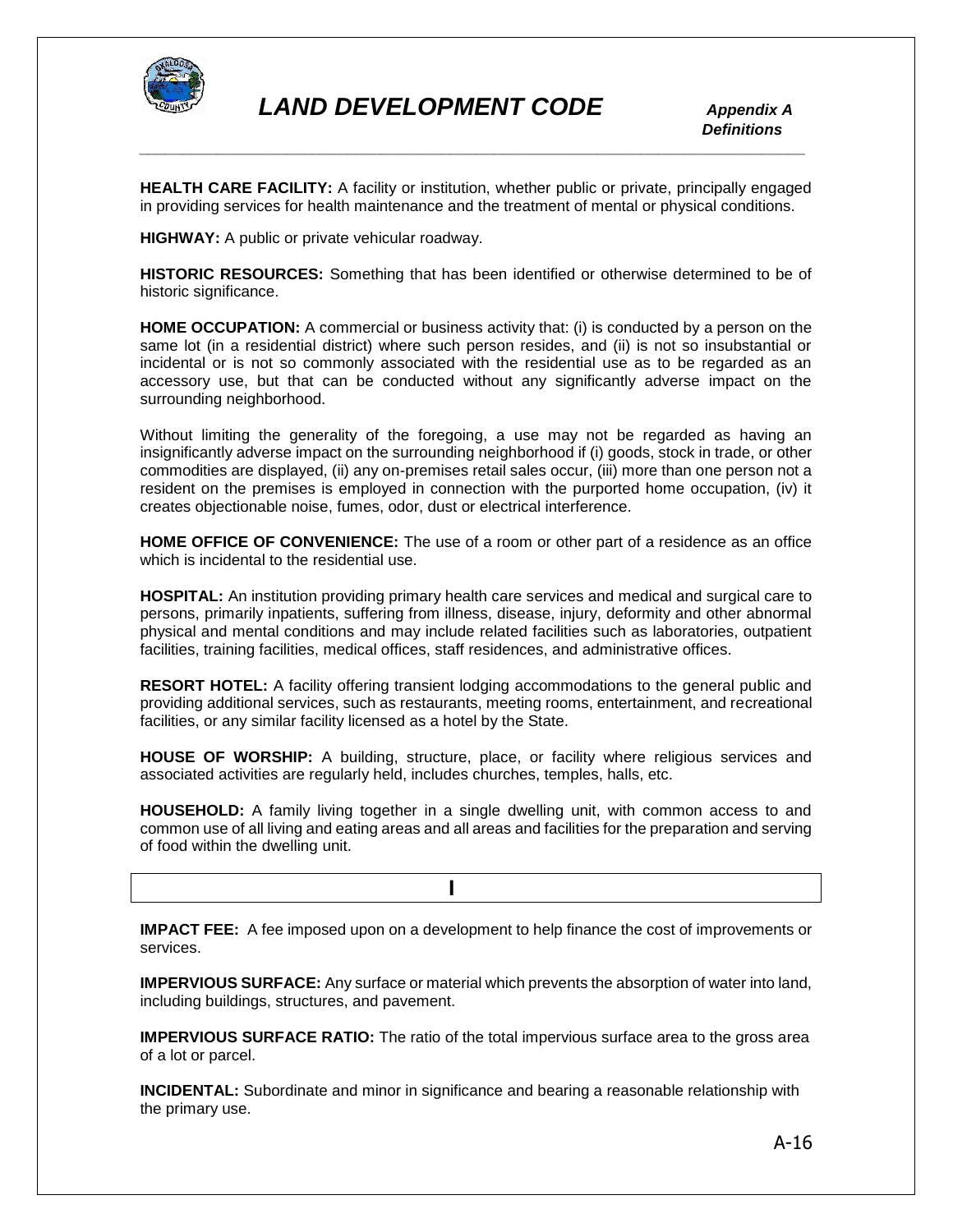**HEALTH CARE FACILITY:** A facility or institution, whether public or private, principally engaged in providing services for health maintenance and the treatment of mental or physical conditions.

**HIGHWAY:** A public or private vehicular roadway.

**HISTORIC RESOURCES:** Something that has been identified or otherwise determined to be of historic significance.

**HOME OCCUPATION:** A commercial or business activity that: (i) is conducted by a person on the same lot (in a residential district) where such person resides, and (ii) is not so insubstantial or incidental or is not so commonly associated with the residential use as to be regarded as an accessory use, but that can be conducted without any significantly adverse impact on the surrounding neighborhood.

Without limiting the generality of the foregoing, a use may not be regarded as having an insignificantly adverse impact on the surrounding neighborhood if (i) goods, stock in trade, or other commodities are displayed, (ii) any on-premises retail sales occur, (iii) more than one person not a resident on the premises is employed in connection with the purported home occupation, (iv) it creates objectionable noise, fumes, odor, dust or electrical interference.

**HOME OFFICE OF CONVENIENCE:** The use of a room or other part of a residence as an office which is incidental to the residential use.

**HOSPITAL:** An institution providing primary health care services and medical and surgical care to persons, primarily inpatients, suffering from illness, disease, injury, deformity and other abnormal physical and mental conditions and may include related facilities such as laboratories, outpatient facilities, training facilities, medical offices, staff residences, and administrative offices.

**RESORT HOTEL:** A facility offering transient lodging accommodations to the general public and providing additional services, such as restaurants, meeting rooms, entertainment, and recreational facilities, or any similar facility licensed as a hotel by the State.

**HOUSE OF WORSHIP:** A building, structure, place, or facility where religious services and associated activities are regularly held, includes churches, temples, halls, etc.

**HOUSEHOLD:** A family living together in a single dwelling unit, with common access to and common use of all living and eating areas and all areas and facilities for the preparation and serving of food within the dwelling unit.

## I

**IMPACT FEE:** A fee imposed upon on a development to help finance the cost of improvements or services.

**IMPERVIOUS SURFACE:** Any surface or material which prevents the absorption of water into land, including buildings, structures, and pavement.

**IMPERVIOUS SURFACE RATIO:** The ratio of the total impervious surface area to the gross area of a lot or parcel.

**INCIDENTAL:** Subordinate and minor in significance and bearing a reasonable relationship with the primary use.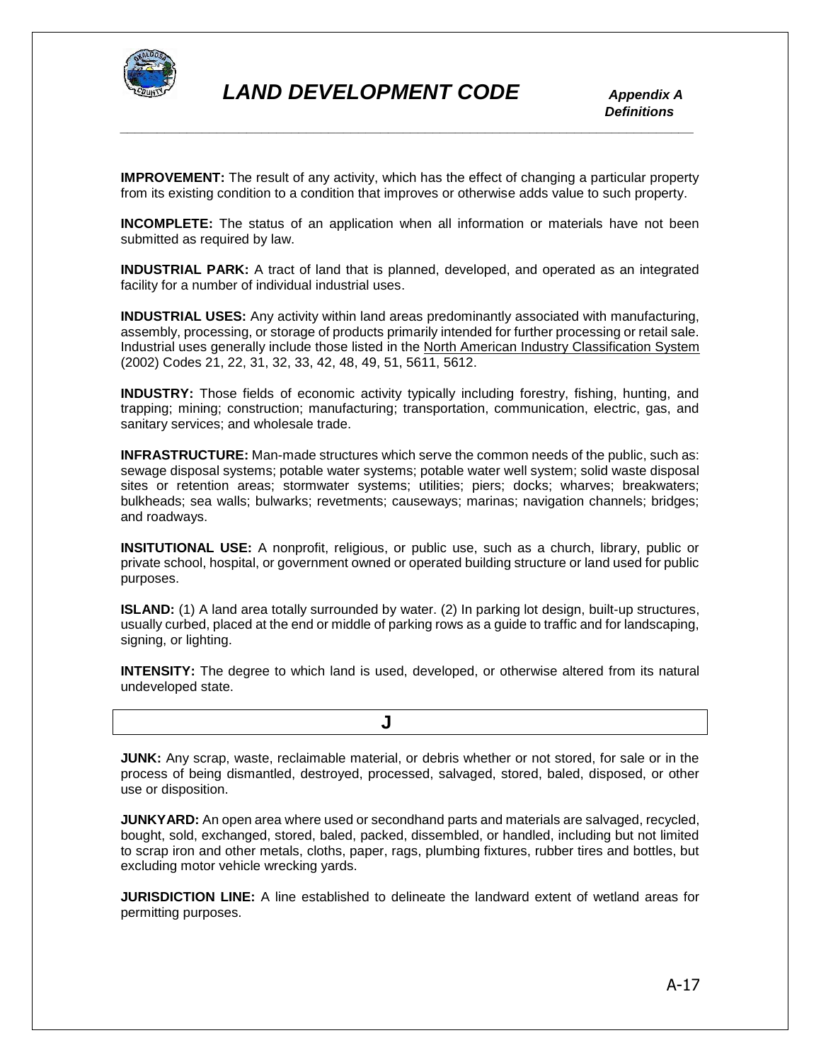**IMPROVEMENT:** The result of any activity, which has the effect of changing a particular property from its existing condition to a condition that improves or otherwise adds value to such property.

**INCOMPLETE:** The status of an application when all information or materials have not been submitted as required by law.

**INDUSTRIAL PARK:** A tract of land that is planned, developed, and operated as an integrated facility for a number of individual industrial uses.

**INDUSTRIAL USES:** Any activity within land areas predominantly associated with manufacturing, assembly, processing, or storage of products primarily intended for further processing or retail sale. Industrial uses generally include those listed in the North American Industry Classification System (2002) Codes 21, 22, 31, 32, 33, 42, 48, 49, 51, 5611, 5612.

**INDUSTRY:** Those fields of economic activity typically including forestry, fishing, hunting, and trapping; mining; construction; manufacturing; transportation, communication, electric, gas, and sanitary services; and wholesale trade.

**INFRASTRUCTURE:** Man-made structures which serve the common needs of the public, such as: sewage disposal systems; potable water systems; potable water well system; solid waste disposal sites or retention areas; stormwater systems; utilities; piers; docks; wharves; breakwaters; bulkheads; sea walls; bulwarks; revetments; causeways; marinas; navigation channels; bridges; and roadways.

**INSITUTIONAL USE:** A nonprofit, religious, or public use, such as a church, library, public or private school, hospital, or government owned or operated building structure or land used for public purposes.

**ISLAND:** (1) A land area totally surrounded by water. (2) In parking lot design, built-up structures, usually curbed, placed at the end or middle of parking rows as a guide to traffic and for landscaping, signing, or lighting.

**INTENSITY:** The degree to which land is used, developed, or otherwise altered from its natural undeveloped state.

## J

**JUNK:** Any scrap, waste, reclaimable material, or debris whether or not stored, for sale or in the process of being dismantled, destroyed, processed, salvaged, stored, baled, disposed, or other use or disposition.

**JUNKYARD:** An open area where used or secondhand parts and materials are salvaged, recycled, bought, sold, exchanged, stored, baled, packed, dissembled, or handled, including but not limited to scrap iron and other metals, cloths, paper, rags, plumbing fixtures, rubber tires and bottles, but excluding motor vehicle wrecking yards.

**JURISDICTION LINE:** A line established to delineate the landward extent of wetland areas for permitting purposes.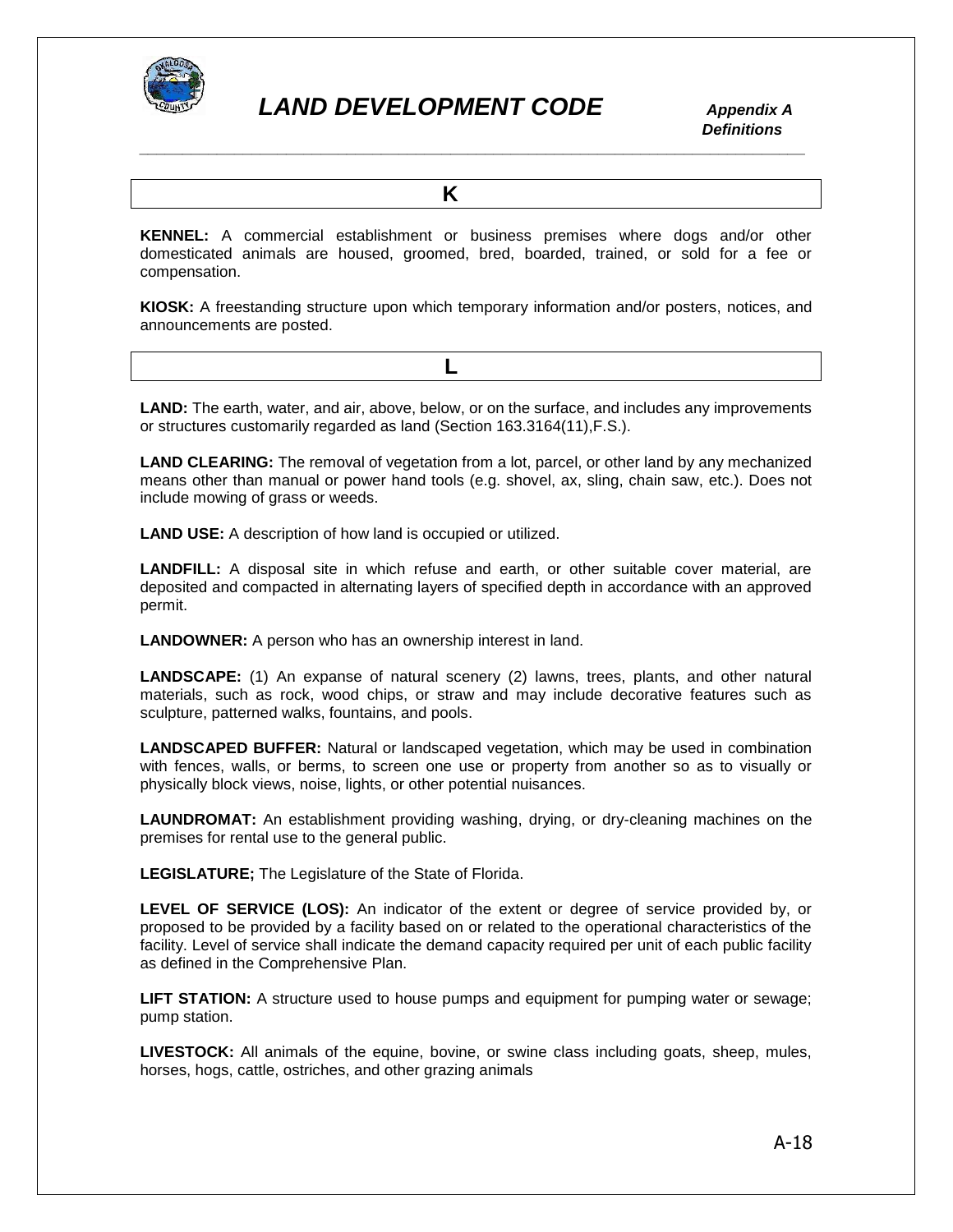## K

**KENNEL:** A commercial establishment or business premises where dogs and/or other domesticated animals are housed, groomed, bred, boarded, trained, or sold for a fee or compensation.

**KIOSK:** A freestanding structure upon which temporary information and/or posters, notices, and announcements are posted.

## L

**LAND:** The earth, water, and air, above, below, or on the surface, and includes any improvements or structures customarily regarded as land (Section 163.3164(11),F.S.).

**LAND CLEARING:** The removal of vegetation from a lot, parcel, or other land by any mechanized means other than manual or power hand tools (e.g. shovel, ax, sling, chain saw, etc.). Does not include mowing of grass or weeds.

**LAND USE:** A description of how land is occupied or utilized.

**LANDFILL:** A disposal site in which refuse and earth, or other suitable cover material, are deposited and compacted in alternating layers of specified depth in accordance with an approved permit.

**LANDOWNER:** A person who has an ownership interest in land.

**LANDSCAPE:** (1) An expanse of natural scenery (2) lawns, trees, plants, and other natural materials, such as rock, wood chips, or straw and may include decorative features such as sculpture, patterned walks, fountains, and pools.

**LANDSCAPED BUFFER:** Natural or landscaped vegetation, which may be used in combination with fences, walls, or berms, to screen one use or property from another so as to visually or physically block views, noise, lights, or other potential nuisances.

**LAUNDROMAT:** An establishment providing washing, drying, or dry-cleaning machines on the premises for rental use to the general public.

**LEGISLATURE;** The Legislature of the State of Florida.

**LEVEL OF SERVICE (LOS):** An indicator of the extent or degree of service provided by, or proposed to be provided by a facility based on or related to the operational characteristics of the facility. Level of service shall indicate the demand capacity required per unit of each public facility as defined in the Comprehensive Plan.

**LIFT STATION:** A structure used to house pumps and equipment for pumping water or sewage; pump station.

**LIVESTOCK:** All animals of the equine, bovine, or swine class including goats, sheep, mules, horses, hogs, cattle, ostriches, and other grazing animals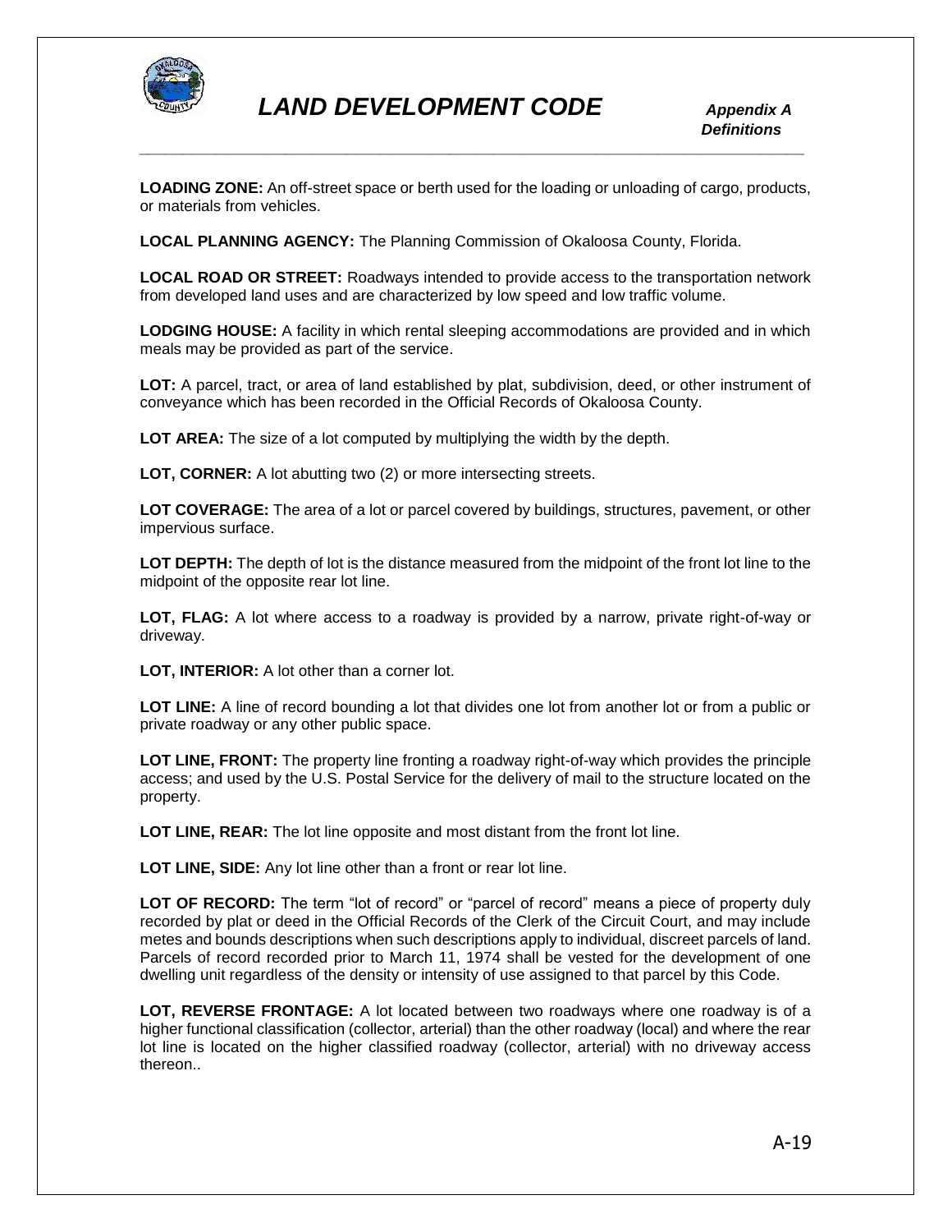**LOADING ZONE:** An off-street space or berth used for the loading or unloading of cargo, products, or materials from vehicles.

**LOCAL PLANNING AGENCY:** The Planning Commission of Okaloosa County, Florida.

**LOCAL ROAD OR STREET:** Roadways intended to provide access to the transportation network from developed land uses and are characterized by low speed and low traffic volume.

**LODGING HOUSE:** A facility in which rental sleeping accommodations are provided and in which meals may be provided as part of the service.

**LOT:** A parcel, tract, or area of land established by plat, subdivision, deed, or other instrument of conveyance which has been recorded in the Official Records of Okaloosa County.

**LOT AREA:** The size of a lot computed by multiplying the width by the depth.

**LOT, CORNER:** A lot abutting two (2) or more intersecting streets.

**LOT COVERAGE:** The area of a lot or parcel covered by buildings, structures, pavement, or other impervious surface.

**LOT DEPTH:** The depth of lot is the distance measured from the midpoint of the front lot line to the midpoint of the opposite rear lot line.

**LOT, FLAG:** A lot where access to a roadway is provided by a narrow, private right-of-way or driveway.

**LOT, INTERIOR:** A lot other than a corner lot.

**LOT LINE:** A line of record bounding a lot that divides one lot from another lot or from a public or private roadway or any other public space.

**LOT LINE, FRONT:** The property line fronting a roadway right-of-way which provides the principle access; and used by the U.S. Postal Service for the delivery of mail to the structure located on the property.

**LOT LINE, REAR:** The lot line opposite and most distant from the front lot line.

**LOT LINE, SIDE:** Any lot line other than a front or rear lot line.

**LOT OF RECORD:** The term "lot of record" or "parcel of record" means a piece of property duly recorded by plat or deed in the Official Records of the Clerk of the Circuit Court, and may include metes and bounds descriptions when such descriptions apply to individual, discreet parcels of land. Parcels of record recorded prior to March 11, 1974 shall be vested for the development of one dwelling unit regardless of the density or intensity of use assigned to that parcel by this Code.

**LOT, REVERSE FRONTAGE:** A lot located between two roadways where one roadway is of a higher functional classification (collector, arterial) than the other roadway (local) and where the rear lot line is located on the higher classified roadway (collector, arterial) with no driveway access thereon..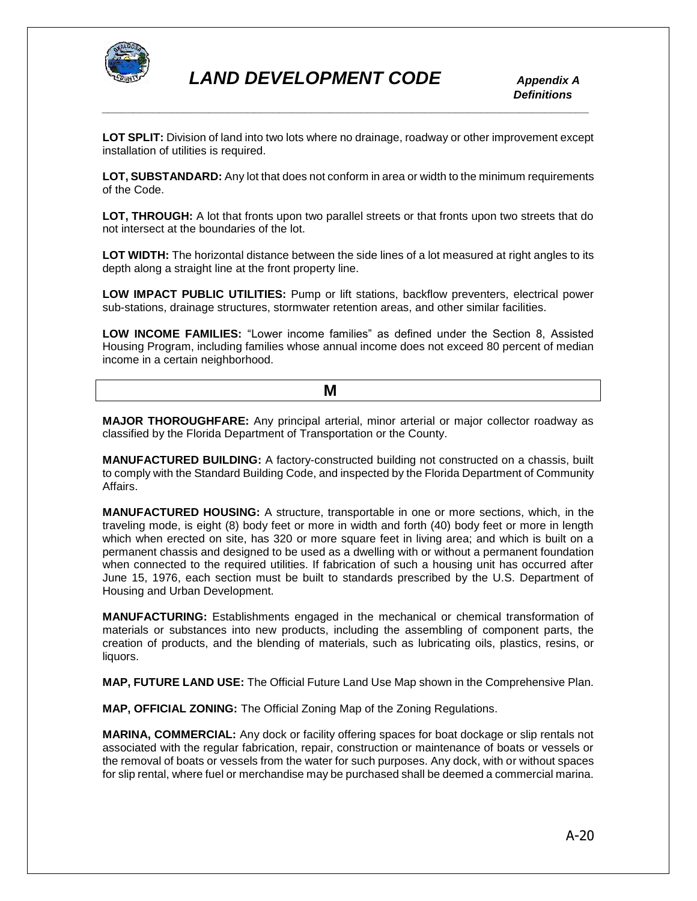**LOT SPLIT:** Division of land into two lots where no drainage, roadway or other improvement except installation of utilities is required.

**LOT, SUBSTANDARD:** Any lot that does not conform in area or width to the minimum requirements of the Code.

**LOT, THROUGH:** A lot that fronts upon two parallel streets or that fronts upon two streets that do not intersect at the boundaries of the lot.

**LOT WIDTH:** The horizontal distance between the side lines of a lot measured at right angles to its depth along a straight line at the front property line.

**LOW IMPACT PUBLIC UTILITIES:** Pump or lift stations, backflow preventers, electrical power sub-stations, drainage structures, stormwater retention areas, and other similar facilities.

**LOW INCOME FAMILIES:** "Lower income families" as defined under the Section 8, Assisted Housing Program, including families whose annual income does not exceed 80 percent of median income in a certain neighborhood.

## M

**MAJOR THOROUGHFARE:** Any principal arterial, minor arterial or major collector roadway as classified by the Florida Department of Transportation or the County.

**MANUFACTURED BUILDING:** A factory-constructed building not constructed on a chassis, built to comply with the Standard Building Code, and inspected by the Florida Department of Community Affairs.

**MANUFACTURED HOUSING:** A structure, transportable in one or more sections, which, in the traveling mode, is eight (8) body feet or more in width and forth (40) body feet or more in length which when erected on site, has 320 or more square feet in living area; and which is built on a permanent chassis and designed to be used as a dwelling with or without a permanent foundation when connected to the required utilities. If fabrication of such a housing unit has occurred after June 15, 1976, each section must be built to standards prescribed by the U.S. Department of Housing and Urban Development.

**MANUFACTURING:** Establishments engaged in the mechanical or chemical transformation of materials or substances into new products, including the assembling of component parts, the creation of products, and the blending of materials, such as lubricating oils, plastics, resins, or liquors.

**MAP, FUTURE LAND USE:** The Official Future Land Use Map shown in the Comprehensive Plan.

**MAP, OFFICIAL ZONING:** The Official Zoning Map of the Zoning Regulations.

**MARINA, COMMERCIAL:** Any dock or facility offering spaces for boat dockage or slip rentals not associated with the regular fabrication, repair, construction or maintenance of boats or vessels or the removal of boats or vessels from the water for such purposes. Any dock, with or without spaces for slip rental, where fuel or merchandise may be purchased shall be deemed a commercial marina.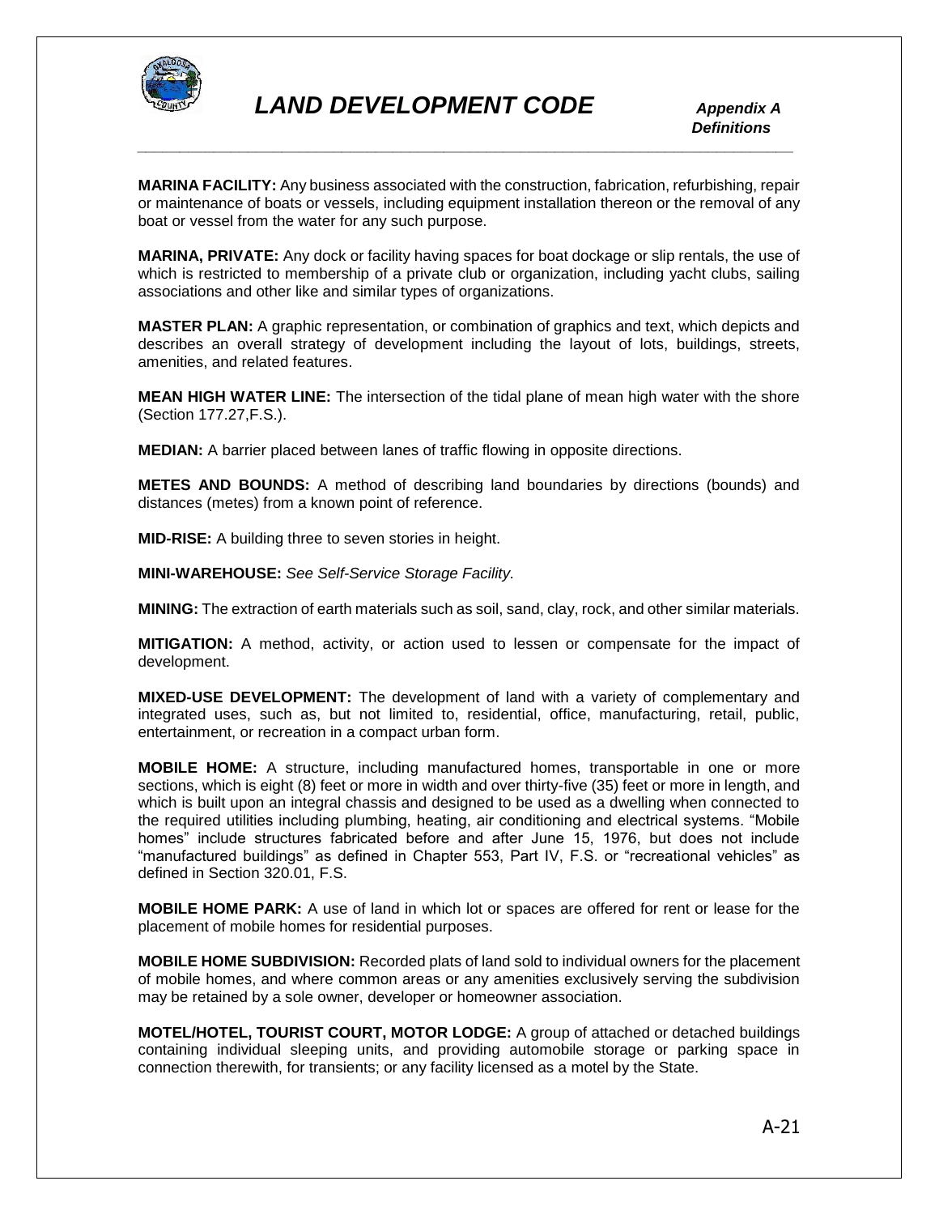**MARINA FACILITY:** Any business associated with the construction, fabrication, refurbishing, repair or maintenance of boats or vessels, including equipment installation thereon or the removal of any boat or vessel from the water for any such purpose.

**MARINA, PRIVATE:** Any dock or facility having spaces for boat dockage or slip rentals, the use of which is restricted to membership of a private club or organization, including yacht clubs, sailing associations and other like and similar types of organizations.

**MASTER PLAN:** A graphic representation, or combination of graphics and text, which depicts and describes an overall strategy of development including the layout of lots, buildings, streets, amenities, and related features.

**MEAN HIGH WATER LINE:** The intersection of the tidal plane of mean high water with the shore (Section 177.27,F.S.).

**MEDIAN:** A barrier placed between lanes of traffic flowing in opposite directions.

**METES AND BOUNDS:** A method of describing land boundaries by directions (bounds) and distances (metes) from a known point of reference.

**MID-RISE:** A building three to seven stories in height.

**MINI-WAREHOUSE:** *See Self-Service Storage Facility.*

**MINING:** The extraction of earth materials such as soil, sand, clay, rock, and other similar materials.

**MITIGATION:** A method, activity, or action used to lessen or compensate for the impact of development.

**MIXED-USE DEVELOPMENT:** The development of land with a variety of complementary and integrated uses, such as, but not limited to, residential, office, manufacturing, retail, public, entertainment, or recreation in a compact urban form.

**MOBILE HOME:** A structure, including manufactured homes, transportable in one or more sections, which is eight (8) feet or more in width and over thirty-five (35) feet or more in length, and which is built upon an integral chassis and designed to be used as a dwelling when connected to the required utilities including plumbing, heating, air conditioning and electrical systems. "Mobile homes" include structures fabricated before and after June 15, 1976, but does not include "manufactured buildings" as defined in Chapter 553, Part IV, F.S. or "recreational vehicles" as defined in Section 320.01, F.S.

**MOBILE HOME PARK:** A use of land in which lot or spaces are offered for rent or lease for the placement of mobile homes for residential purposes.

**MOBILE HOME SUBDIVISION:** Recorded plats of land sold to individual owners for the placement of mobile homes, and where common areas or any amenities exclusively serving the subdivision may be retained by a sole owner, developer or homeowner association.

**MOTEL/HOTEL, TOURIST COURT, MOTOR LODGE:** A group of attached or detached buildings containing individual sleeping units, and providing automobile storage or parking space in connection therewith, for transients; or any facility licensed as a motel by the State.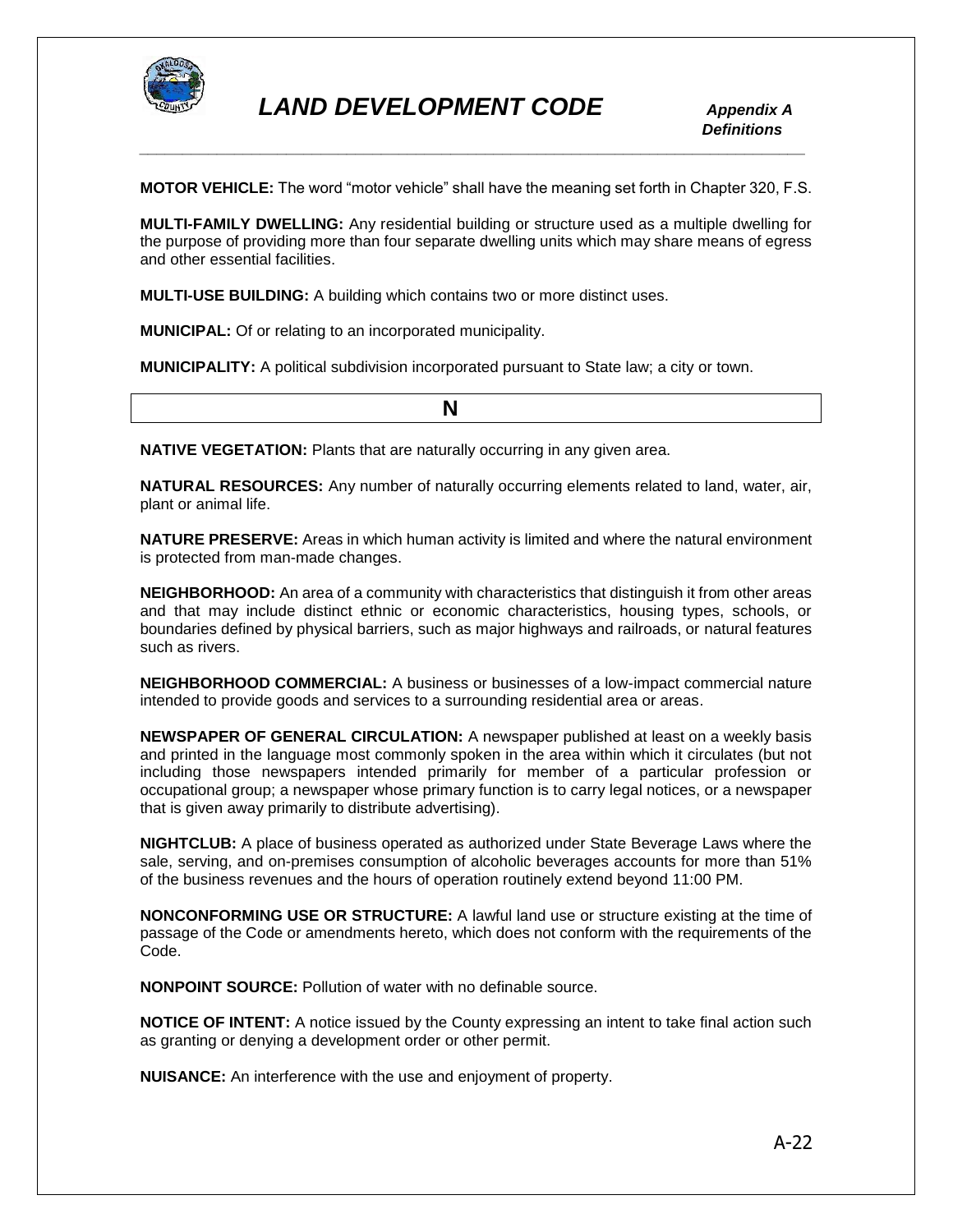**MOTOR VEHICLE:** The word "motor vehicle" shall have the meaning set forth in Chapter 320, F.S.

**MULTI-FAMILY DWELLING:** Any residential building or structure used as a multiple dwelling for the purpose of providing more than four separate dwelling units which may share means of egress and other essential facilities.

**MULTI-USE BUILDING:** A building which contains two or more distinct uses.

**MUNICIPAL:** Of or relating to an incorporated municipality.

**MUNICIPALITY:** A political subdivision incorporated pursuant to State law; a city or town.

## N

**NATIVE VEGETATION:** Plants that are naturally occurring in any given area.

**NATURAL RESOURCES:** Any number of naturally occurring elements related to land, water, air, plant or animal life.

**NATURE PRESERVE:** Areas in which human activity is limited and where the natural environment is protected from man-made changes.

**NEIGHBORHOOD:** An area of a community with characteristics that distinguish it from other areas and that may include distinct ethnic or economic characteristics, housing types, schools, or boundaries defined by physical barriers, such as major highways and railroads, or natural features such as rivers.

**NEIGHBORHOOD COMMERCIAL:** A business or businesses of a low-impact commercial nature intended to provide goods and services to a surrounding residential area or areas.

**NEWSPAPER OF GENERAL CIRCULATION:** A newspaper published at least on a weekly basis and printed in the language most commonly spoken in the area within which it circulates (but not including those newspapers intended primarily for member of a particular profession or occupational group; a newspaper whose primary function is to carry legal notices, or a newspaper that is given away primarily to distribute advertising).

**NIGHTCLUB:** A place of business operated as authorized under State Beverage Laws where the sale, serving, and on-premises consumption of alcoholic beverages accounts for more than 51% of the business revenues and the hours of operation routinely extend beyond 11:00 PM.

**NONCONFORMING USE OR STRUCTURE:** A lawful land use or structure existing at the time of passage of the Code or amendments hereto, which does not conform with the requirements of the Code.

**NONPOINT SOURCE:** Pollution of water with no definable source.

**NOTICE OF INTENT:** A notice issued by the County expressing an intent to take final action such as granting or denying a development order or other permit.

**NUISANCE:** An interference with the use and enjoyment of property.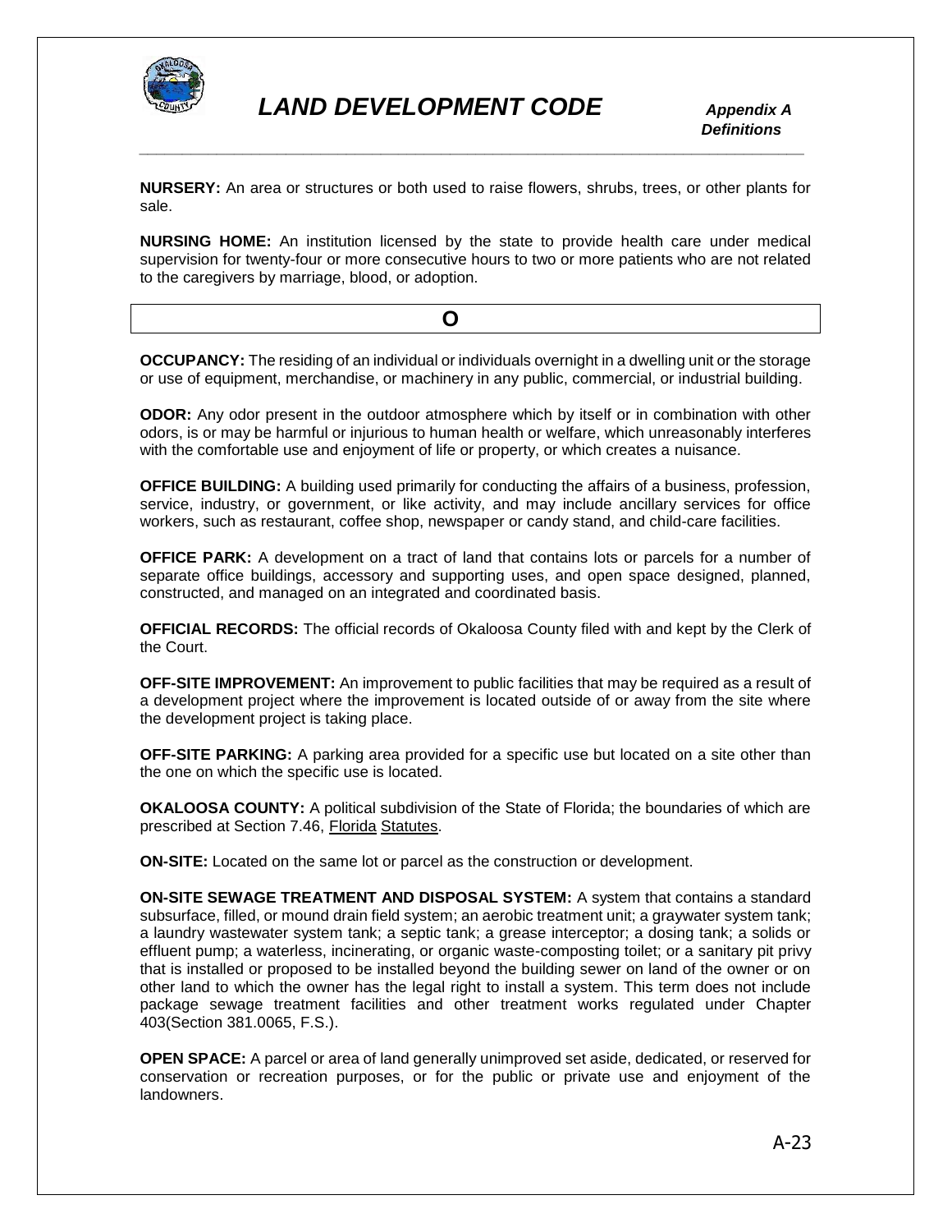**NURSERY:** An area or structures or both used to raise flowers, shrubs, trees, or other plants for sale.

**NURSING HOME:** An institution licensed by the state to provide health care under medical supervision for twenty-four or more consecutive hours to two or more patients who are not related to the caregivers by marriage, blood, or adoption.

## O

**OCCUPANCY:** The residing of an individual or individuals overnight in a dwelling unit or the storage or use of equipment, merchandise, or machinery in any public, commercial, or industrial building.

**ODOR:** Any odor present in the outdoor atmosphere which by itself or in combination with other odors, is or may be harmful or injurious to human health or welfare, which unreasonably interferes with the comfortable use and enjoyment of life or property, or which creates a nuisance.

**OFFICE BUILDING:** A building used primarily for conducting the affairs of a business, profession, service, industry, or government, or like activity, and may include ancillary services for office workers, such as restaurant, coffee shop, newspaper or candy stand, and child-care facilities.

**OFFICE PARK:** A development on a tract of land that contains lots or parcels for a number of separate office buildings, accessory and supporting uses, and open space designed, planned, constructed, and managed on an integrated and coordinated basis.

**OFFICIAL RECORDS:** The official records of Okaloosa County filed with and kept by the Clerk of the Court.

**OFF-SITE IMPROVEMENT:** An improvement to public facilities that may be required as a result of a development project where the improvement is located outside of or away from the site where the development project is taking place.

**OFF-SITE PARKING:** A parking area provided for a specific use but located on a site other than the one on which the specific use is located.

**OKALOOSA COUNTY:** A political subdivision of the State of Florida; the boundaries of which are prescribed at Section 7.46, Florida Statutes.

**ON-SITE:** Located on the same lot or parcel as the construction or development.

**ON-SITE SEWAGE TREATMENT AND DISPOSAL SYSTEM:** A system that contains a standard subsurface, filled, or mound drain field system; an aerobic treatment unit; a graywater system tank; a laundry wastewater system tank; a septic tank; a grease interceptor; a dosing tank; a solids or effluent pump; a waterless, incinerating, or organic waste-composting toilet; or a sanitary pit privy that is installed or proposed to be installed beyond the building sewer on land of the owner or on other land to which the owner has the legal right to install a system. This term does not include package sewage treatment facilities and other treatment works regulated under Chapter 403(Section 381.0065, F.S.).

**OPEN SPACE:** A parcel or area of land generally unimproved set aside, dedicated, or reserved for conservation or recreation purposes, or for the public or private use and enjoyment of the landowners.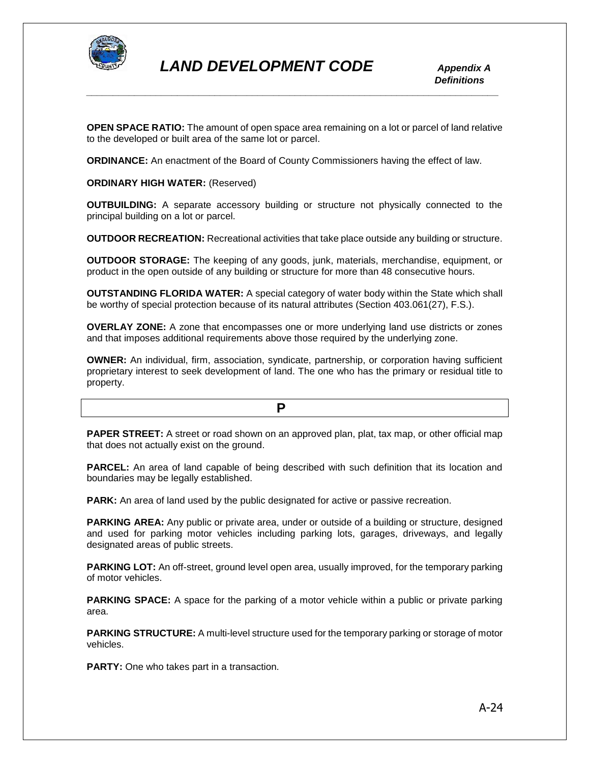**OPEN SPACE RATIO:** The amount of open space area remaining on a lot or parcel of land relative to the developed or built area of the same lot or parcel.

**ORDINANCE:** An enactment of the Board of County Commissioners having the effect of law.

**ORDINARY HIGH WATER:** (Reserved)

**OUTBUILDING:** A separate accessory building or structure not physically connected to the principal building on a lot or parcel.

**OUTDOOR RECREATION:** Recreational activities that take place outside any building or structure.

**OUTDOOR STORAGE:** The keeping of any goods, junk, materials, merchandise, equipment, or product in the open outside of any building or structure for more than 48 consecutive hours.

**OUTSTANDING FLORIDA WATER:** A special category of water body within the State which shall be worthy of special protection because of its natural attributes (Section 403.061(27), F.S.).

**OVERLAY ZONE:** A zone that encompasses one or more underlying land use districts or zones and that imposes additional requirements above those required by the underlying zone.

**OWNER:** An individual, firm, association, syndicate, partnership, or corporation having sufficient proprietary interest to seek development of land. The one who has the primary or residual title to property.

## P

**PAPER STREET:** A street or road shown on an approved plan, plat, tax map, or other official map that does not actually exist on the ground.

**PARCEL:** An area of land capable of being described with such definition that its location and boundaries may be legally established.

**PARK:** An area of land used by the public designated for active or passive recreation.

**PARKING AREA:** Any public or private area, under or outside of a building or structure, designed and used for parking motor vehicles including parking lots, garages, driveways, and legally designated areas of public streets.

**PARKING LOT:** An off-street, ground level open area, usually improved, for the temporary parking of motor vehicles.

**PARKING SPACE:** A space for the parking of a motor vehicle within a public or private parking area.

**PARKING STRUCTURE:** A multi-level structure used for the temporary parking or storage of motor vehicles.

**PARTY:** One who takes part in a transaction.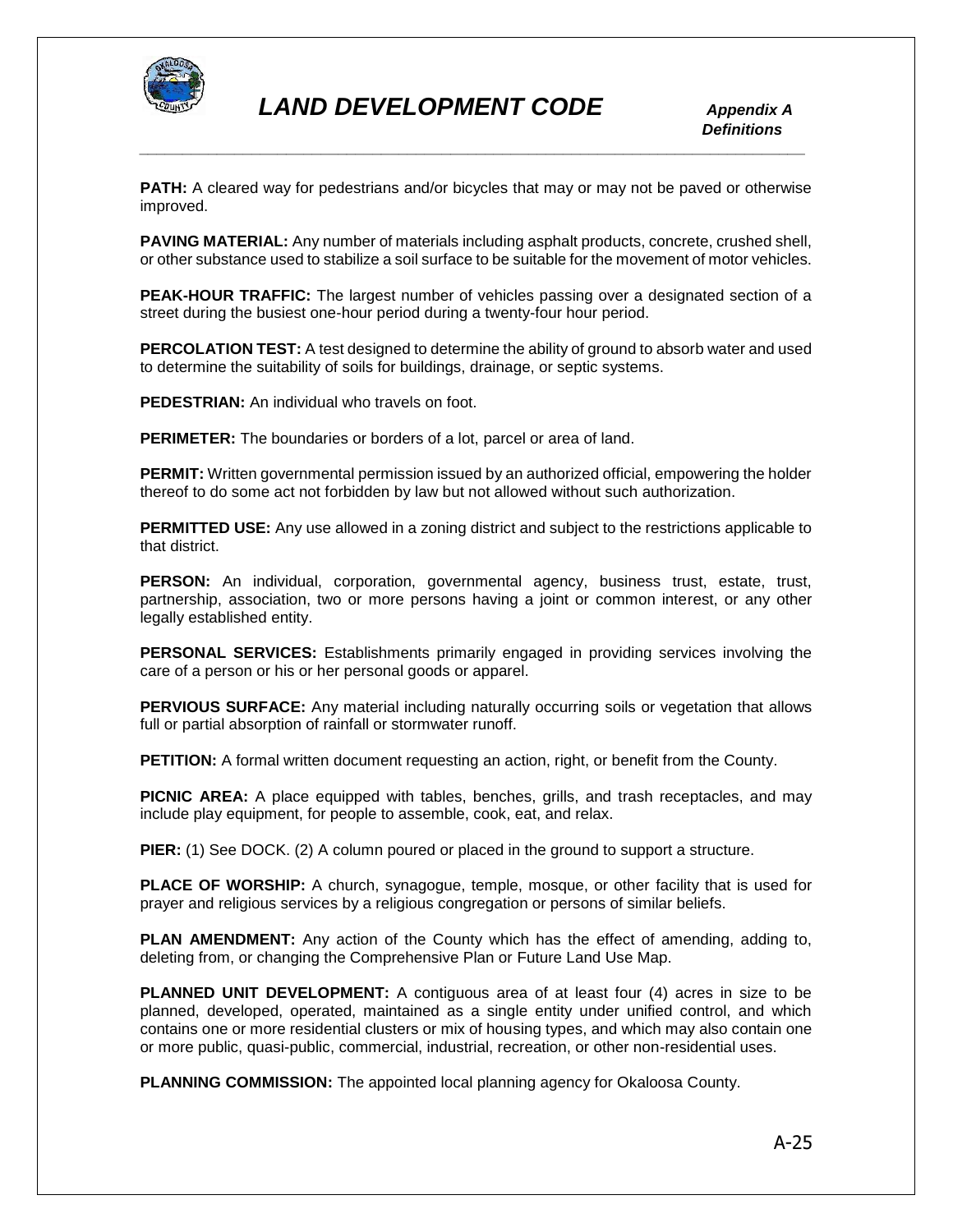**PATH:** A cleared way for pedestrians and/or bicycles that may or may not be paved or otherwise improved.

**PAVING MATERIAL:** Any number of materials including asphalt products, concrete, crushed shell, or other substance used to stabilize a soil surface to be suitable for the movement of motor vehicles.

**PEAK-HOUR TRAFFIC:** The largest number of vehicles passing over a designated section of a street during the busiest one-hour period during a twenty-four hour period.

**PERCOLATION TEST:** A test designed to determine the ability of ground to absorb water and used to determine the suitability of soils for buildings, drainage, or septic systems.

**PEDESTRIAN:** An individual who travels on foot.

**PERIMETER:** The boundaries or borders of a lot, parcel or area of land.

**PERMIT:** Written governmental permission issued by an authorized official, empowering the holder thereof to do some act not forbidden by law but not allowed without such authorization.

**PERMITTED USE:** Any use allowed in a zoning district and subject to the restrictions applicable to that district.

**PERSON:** An individual, corporation, governmental agency, business trust, estate, trust, partnership, association, two or more persons having a joint or common interest, or any other legally established entity.

**PERSONAL SERVICES:** Establishments primarily engaged in providing services involving the care of a person or his or her personal goods or apparel.

**PERVIOUS SURFACE:** Any material including naturally occurring soils or vegetation that allows full or partial absorption of rainfall or stormwater runoff.

**PETITION:** A formal written document requesting an action, right, or benefit from the County.

**PICNIC AREA:** A place equipped with tables, benches, grills, and trash receptacles, and may include play equipment, for people to assemble, cook, eat, and relax.

**PIER:** (1) See DOCK. (2) A column poured or placed in the ground to support a structure.

**PLACE OF WORSHIP:** A church, synagogue, temple, mosque, or other facility that is used for prayer and religious services by a religious congregation or persons of similar beliefs.

**PLAN AMENDMENT:** Any action of the County which has the effect of amending, adding to, deleting from, or changing the Comprehensive Plan or Future Land Use Map.

**PLANNED UNIT DEVELOPMENT:** A contiguous area of at least four (4) acres in size to be planned, developed, operated, maintained as a single entity under unified control, and which contains one or more residential clusters or mix of housing types, and which may also contain one or more public, quasi-public, commercial, industrial, recreation, or other non-residential uses.

**PLANNING COMMISSION:** The appointed local planning agency for Okaloosa County.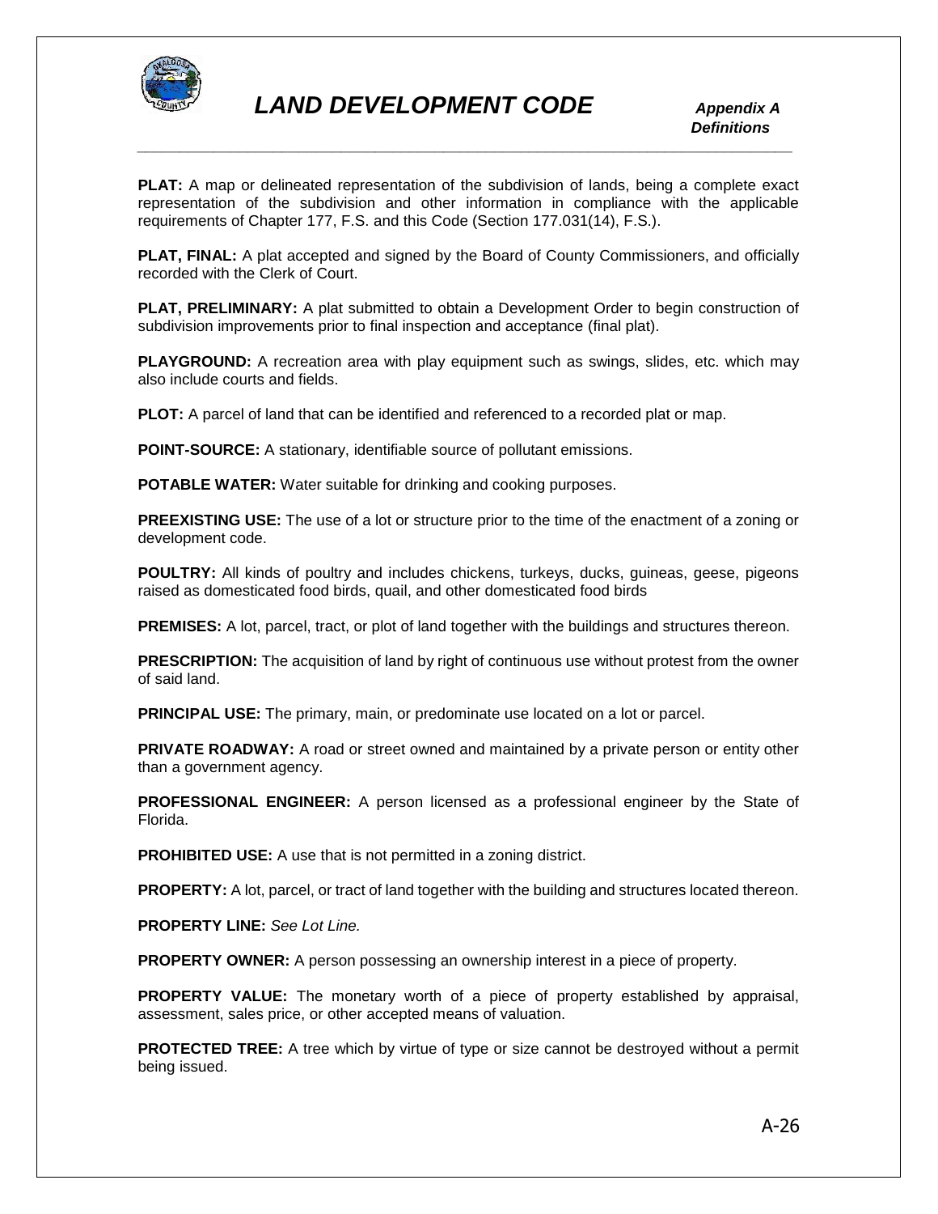**PLAT:** A map or delineated representation of the subdivision of lands, being a complete exact representation of the subdivision and other information in compliance with the applicable requirements of Chapter 177, F.S. and this Code (Section 177.031(14), F.S.).

**PLAT, FINAL:** A plat accepted and signed by the Board of County Commissioners, and officially recorded with the Clerk of Court.

**PLAT, PRELIMINARY:** A plat submitted to obtain a Development Order to begin construction of subdivision improvements prior to final inspection and acceptance (final plat).

**PLAYGROUND:** A recreation area with play equipment such as swings, slides, etc. which may also include courts and fields.

**PLOT:** A parcel of land that can be identified and referenced to a recorded plat or map.

**POINT-SOURCE:** A stationary, identifiable source of pollutant emissions.

**POTABLE WATER:** Water suitable for drinking and cooking purposes.

**PREEXISTING USE:** The use of a lot or structure prior to the time of the enactment of a zoning or development code.

**POULTRY:** All kinds of poultry and includes chickens, turkeys, ducks, guineas, geese, pigeons raised as domesticated food birds, quail, and other domesticated food birds

**PREMISES:** A lot, parcel, tract, or plot of land together with the buildings and structures thereon.

**PRESCRIPTION:** The acquisition of land by right of continuous use without protest from the owner of said land.

**PRINCIPAL USE:** The primary, main, or predominate use located on a lot or parcel.

**PRIVATE ROADWAY:** A road or street owned and maintained by a private person or entity other than a government agency.

**PROFESSIONAL ENGINEER:** A person licensed as a professional engineer by the State of Florida.

**PROHIBITED USE:** A use that is not permitted in a zoning district.

**PROPERTY:** A lot, parcel, or tract of land together with the building and structures located thereon.

**PROPERTY LINE:** *See Lot Line.*

**PROPERTY OWNER:** A person possessing an ownership interest in a piece of property.

**PROPERTY VALUE:** The monetary worth of a piece of property established by appraisal, assessment, sales price, or other accepted means of valuation.

**PROTECTED TREE:** A tree which by virtue of type or size cannot be destroyed without a permit being issued.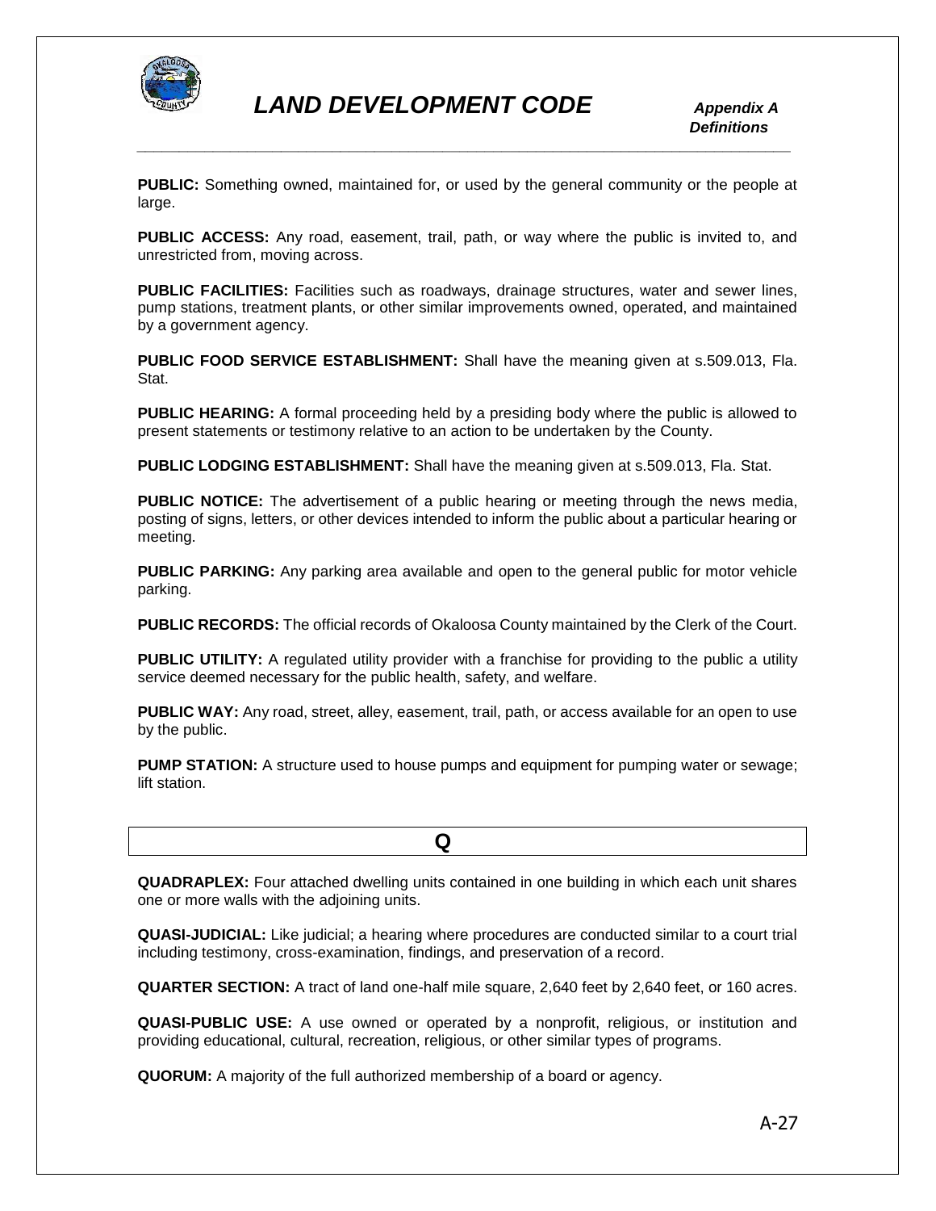**PUBLIC:** Something owned, maintained for, or used by the general community or the people at large.

**PUBLIC ACCESS:** Any road, easement, trail, path, or way where the public is invited to, and unrestricted from, moving across.

**PUBLIC FACILITIES:** Facilities such as roadways, drainage structures, water and sewer lines, pump stations, treatment plants, or other similar improvements owned, operated, and maintained by a government agency.

**PUBLIC FOOD SERVICE ESTABLISHMENT:** Shall have the meaning given at s.509.013, Fla. Stat.

**PUBLIC HEARING:** A formal proceeding held by a presiding body where the public is allowed to present statements or testimony relative to an action to be undertaken by the County.

**PUBLIC LODGING ESTABLISHMENT:** Shall have the meaning given at s.509.013, Fla. Stat.

**PUBLIC NOTICE:** The advertisement of a public hearing or meeting through the news media, posting of signs, letters, or other devices intended to inform the public about a particular hearing or meeting.

**PUBLIC PARKING:** Any parking area available and open to the general public for motor vehicle parking.

**PUBLIC RECORDS:** The official records of Okaloosa County maintained by the Clerk of the Court.

**PUBLIC UTILITY:** A regulated utility provider with a franchise for providing to the public a utility service deemed necessary for the public health, safety, and welfare.

**PUBLIC WAY:** Any road, street, alley, easement, trail, path, or access available for an open to use by the public.

**PUMP STATION:** A structure used to house pumps and equipment for pumping water or sewage; lift station.

## Q

**QUADRAPLEX:** Four attached dwelling units contained in one building in which each unit shares one or more walls with the adjoining units.

**QUASI-JUDICIAL:** Like judicial; a hearing where procedures are conducted similar to a court trial including testimony, cross-examination, findings, and preservation of a record.

**QUARTER SECTION:** A tract of land one-half mile square, 2,640 feet by 2,640 feet, or 160 acres.

**QUASI-PUBLIC USE:** A use owned or operated by a nonprofit, religious, or institution and providing educational, cultural, recreation, religious, or other similar types of programs.

**QUORUM:** A majority of the full authorized membership of a board or agency.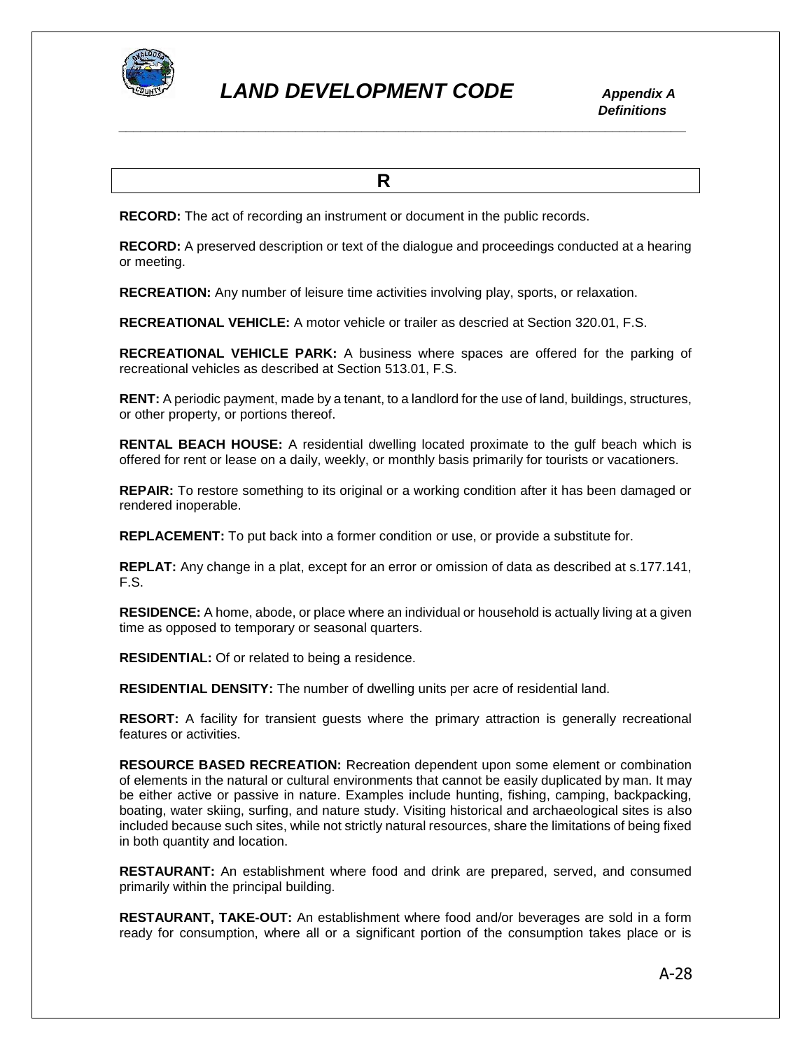## R

**RECORD:** The act of recording an instrument or document in the public records.

**RECORD:** A preserved description or text of the dialogue and proceedings conducted at a hearing or meeting.

**RECREATION:** Any number of leisure time activities involving play, sports, or relaxation.

**RECREATIONAL VEHICLE:** A motor vehicle or trailer as descried at Section 320.01, F.S.

**RECREATIONAL VEHICLE PARK:** A business where spaces are offered for the parking of recreational vehicles as described at Section 513.01, F.S.

**RENT:** A periodic payment, made by a tenant, to a landlord for the use of land, buildings, structures, or other property, or portions thereof.

**RENTAL BEACH HOUSE:** A residential dwelling located proximate to the gulf beach which is offered for rent or lease on a daily, weekly, or monthly basis primarily for tourists or vacationers.

**REPAIR:** To restore something to its original or a working condition after it has been damaged or rendered inoperable.

**REPLACEMENT:** To put back into a former condition or use, or provide a substitute for.

**REPLAT:** Any change in a plat, except for an error or omission of data as described at s.177.141, F.S.

**RESIDENCE:** A home, abode, or place where an individual or household is actually living at a given time as opposed to temporary or seasonal quarters.

**RESIDENTIAL:** Of or related to being a residence.

**RESIDENTIAL DENSITY:** The number of dwelling units per acre of residential land.

**RESORT:** A facility for transient guests where the primary attraction is generally recreational features or activities.

**RESOURCE BASED RECREATION:** Recreation dependent upon some element or combination of elements in the natural or cultural environments that cannot be easily duplicated by man. It may be either active or passive in nature. Examples include hunting, fishing, camping, backpacking, boating, water skiing, surfing, and nature study. Visiting historical and archaeological sites is also included because such sites, while not strictly natural resources, share the limitations of being fixed in both quantity and location.

**RESTAURANT:** An establishment where food and drink are prepared, served, and consumed primarily within the principal building.

**RESTAURANT, TAKE-OUT:** An establishment where food and/or beverages are sold in a form ready for consumption, where all or a significant portion of the consumption takes place or is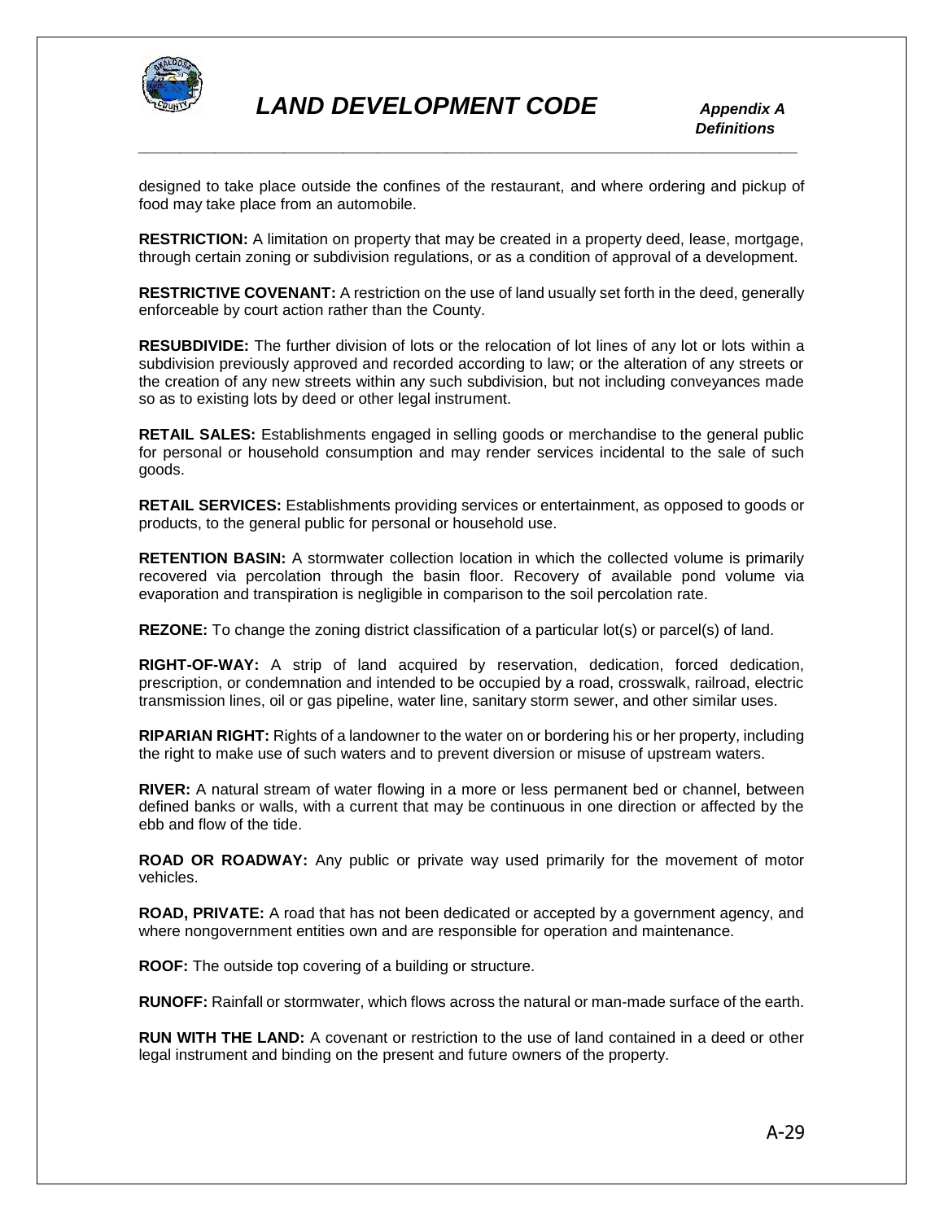designed to take place outside the confines of the restaurant, and where ordering and pickup of food may take place from an automobile.

**RESTRICTION:** A limitation on property that may be created in a property deed, lease, mortgage, through certain zoning or subdivision regulations, or as a condition of approval of a development.

**RESTRICTIVE COVENANT:** A restriction on the use of land usually set forth in the deed, generally enforceable by court action rather than the County.

**RESUBDIVIDE:** The further division of lots or the relocation of lot lines of any lot or lots within a subdivision previously approved and recorded according to law; or the alteration of any streets or the creation of any new streets within any such subdivision, but not including conveyances made so as to existing lots by deed or other legal instrument.

**RETAIL SALES:** Establishments engaged in selling goods or merchandise to the general public for personal or household consumption and may render services incidental to the sale of such goods.

**RETAIL SERVICES:** Establishments providing services or entertainment, as opposed to goods or products, to the general public for personal or household use.

**RETENTION BASIN:** A stormwater collection location in which the collected volume is primarily recovered via percolation through the basin floor. Recovery of available pond volume via evaporation and transpiration is negligible in comparison to the soil percolation rate.

**REZONE:** To change the zoning district classification of a particular lot(s) or parcel(s) of land.

**RIGHT-OF-WAY:** A strip of land acquired by reservation, dedication, forced dedication, prescription, or condemnation and intended to be occupied by a road, crosswalk, railroad, electric transmission lines, oil or gas pipeline, water line, sanitary storm sewer, and other similar uses.

**RIPARIAN RIGHT:** Rights of a landowner to the water on or bordering his or her property, including the right to make use of such waters and to prevent diversion or misuse of upstream waters.

**RIVER:** A natural stream of water flowing in a more or less permanent bed or channel, between defined banks or walls, with a current that may be continuous in one direction or affected by the ebb and flow of the tide.

**ROAD OR ROADWAY:** Any public or private way used primarily for the movement of motor vehicles.

**ROAD, PRIVATE:** A road that has not been dedicated or accepted by a government agency, and where nongovernment entities own and are responsible for operation and maintenance.

**ROOF:** The outside top covering of a building or structure.

**RUNOFF:** Rainfall or stormwater, which flows across the natural or man-made surface of the earth.

**RUN WITH THE LAND:** A covenant or restriction to the use of land contained in a deed or other legal instrument and binding on the present and future owners of the property.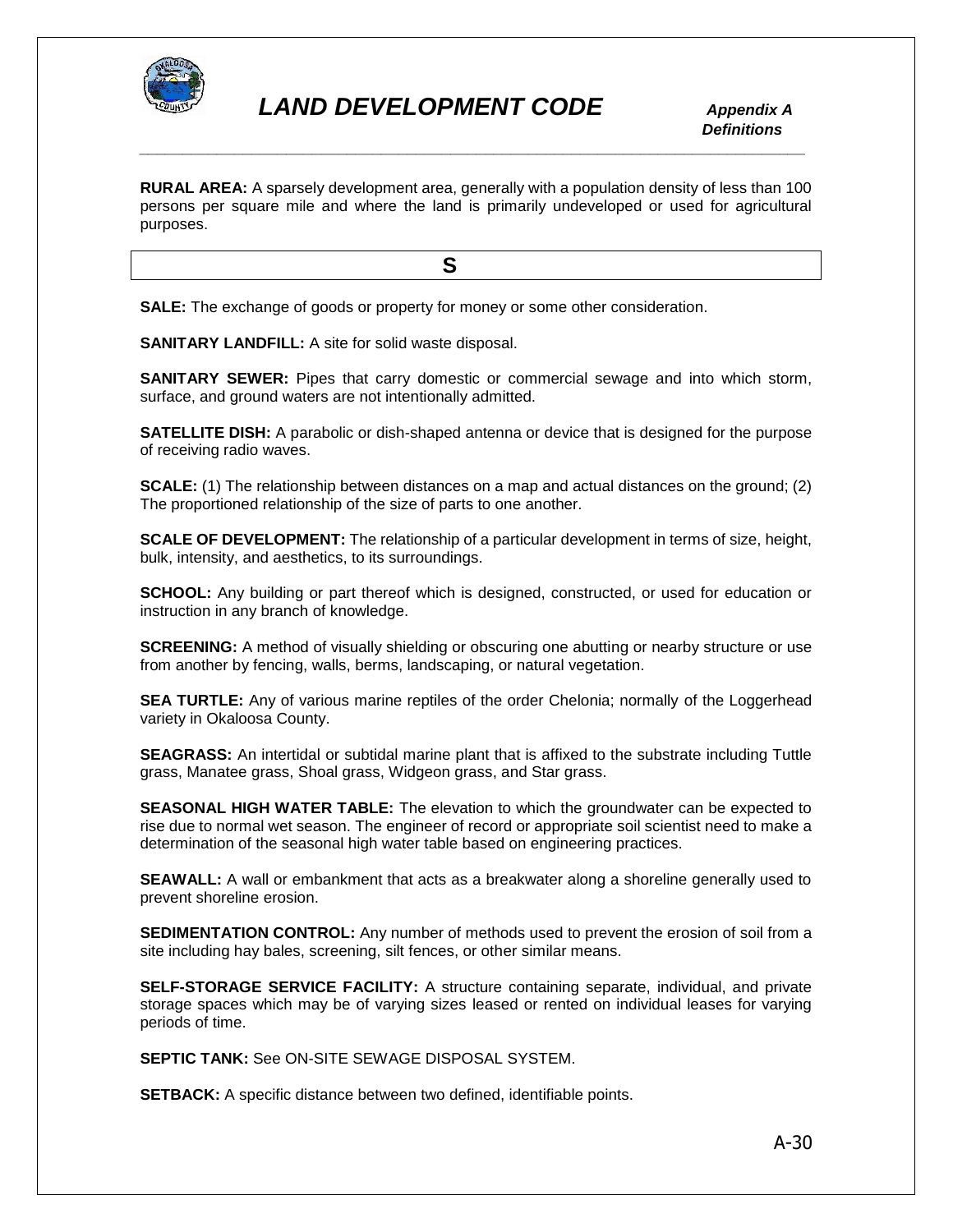**RURAL AREA:** A sparsely development area, generally with a population density of less than 100 persons per square mile and where the land is primarily undeveloped or used for agricultural purposes.

## S

**SALE:** The exchange of goods or property for money or some other consideration.

**SANITARY LANDFILL:** A site for solid waste disposal.

**SANITARY SEWER:** Pipes that carry domestic or commercial sewage and into which storm, surface, and ground waters are not intentionally admitted.

**SATELLITE DISH:** A parabolic or dish-shaped antenna or device that is designed for the purpose of receiving radio waves.

**SCALE:** (1) The relationship between distances on a map and actual distances on the ground; (2) The proportioned relationship of the size of parts to one another.

**SCALE OF DEVELOPMENT:** The relationship of a particular development in terms of size, height, bulk, intensity, and aesthetics, to its surroundings.

**SCHOOL:** Any building or part thereof which is designed, constructed, or used for education or instruction in any branch of knowledge.

**SCREENING:** A method of visually shielding or obscuring one abutting or nearby structure or use from another by fencing, walls, berms, landscaping, or natural vegetation.

**SEA TURTLE:** Any of various marine reptiles of the order Chelonia; normally of the Loggerhead variety in Okaloosa County.

**SEAGRASS:** An intertidal or subtidal marine plant that is affixed to the substrate including Tuttle grass, Manatee grass, Shoal grass, Widgeon grass, and Star grass.

**SEASONAL HIGH WATER TABLE:** The elevation to which the groundwater can be expected to rise due to normal wet season. The engineer of record or appropriate soil scientist need to make a determination of the seasonal high water table based on engineering practices.

**SEAWALL:** A wall or embankment that acts as a breakwater along a shoreline generally used to prevent shoreline erosion.

**SEDIMENTATION CONTROL:** Any number of methods used to prevent the erosion of soil from a site including hay bales, screening, silt fences, or other similar means.

**SELF-STORAGE SERVICE FACILITY:** A structure containing separate, individual, and private storage spaces which may be of varying sizes leased or rented on individual leases for varying periods of time.

**SEPTIC TANK:** See ON-SITE SEWAGE DISPOSAL SYSTEM.

**SETBACK:** A specific distance between two defined, identifiable points.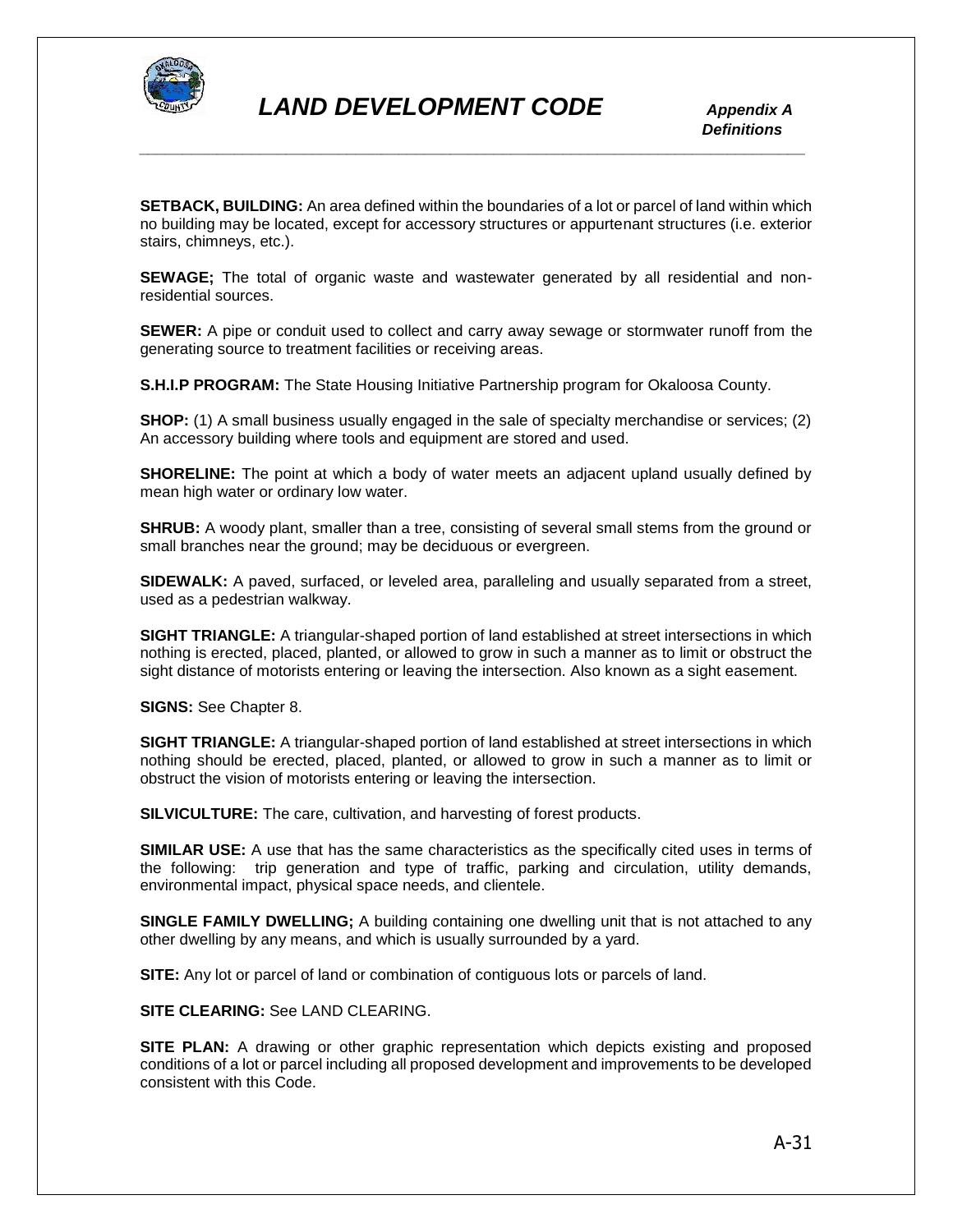**SETBACK, BUILDING:** An area defined within the boundaries of a lot or parcel of land within which no building may be located, except for accessory structures or appurtenant structures (i.e. exterior stairs, chimneys, etc.).

**SEWAGE;** The total of organic waste and wastewater generated by all residential and non-residential sources.

**SEWER:** A pipe or conduit used to collect and carry away sewage or stormwater runoff from the generating source to treatment facilities or receiving areas.

**S.H.I.P PROGRAM:** The State Housing Initiative Partnership program for Okaloosa County.

**SHOP:** (1) A small business usually engaged in the sale of specialty merchandise or services; (2) An accessory building where tools and equipment are stored and used.

**SHORELINE:** The point at which a body of water meets an adjacent upland usually defined by mean high water or ordinary low water.

**SHRUB:** A woody plant, smaller than a tree, consisting of several small stems from the ground or small branches near the ground; may be deciduous or evergreen.

**SIDEWALK:** A paved, surfaced, or leveled area, paralleling and usually separated from a street, used as a pedestrian walkway.

**SIGHT TRIANGLE:** A triangular-shaped portion of land established at street intersections in which nothing is erected, placed, planted, or allowed to grow in such a manner as to limit or obstruct the sight distance of motorists entering or leaving the intersection. Also known as a sight easement.

**SIGNS:** See Chapter 8.

**SIGHT TRIANGLE:** A triangular-shaped portion of land established at street intersections in which nothing should be erected, placed, planted, or allowed to grow in such a manner as to limit or obstruct the vision of motorists entering or leaving the intersection.

**SILVICULTURE:** The care, cultivation, and harvesting of forest products.

**SIMILAR USE:** A use that has the same characteristics as the specifically cited uses in terms of the following: trip generation and type of traffic, parking and circulation, utility demands, environmental impact, physical space needs, and clientele.

**SINGLE FAMILY DWELLING;** A building containing one dwelling unit that is not attached to any other dwelling by any means, and which is usually surrounded by a yard.

**SITE:** Any lot or parcel of land or combination of contiguous lots or parcels of land.

**SITE CLEARING:** See LAND CLEARING.

**SITE PLAN:** A drawing or other graphic representation which depicts existing and proposed conditions of a lot or parcel including all proposed development and improvements to be developed consistent with this Code.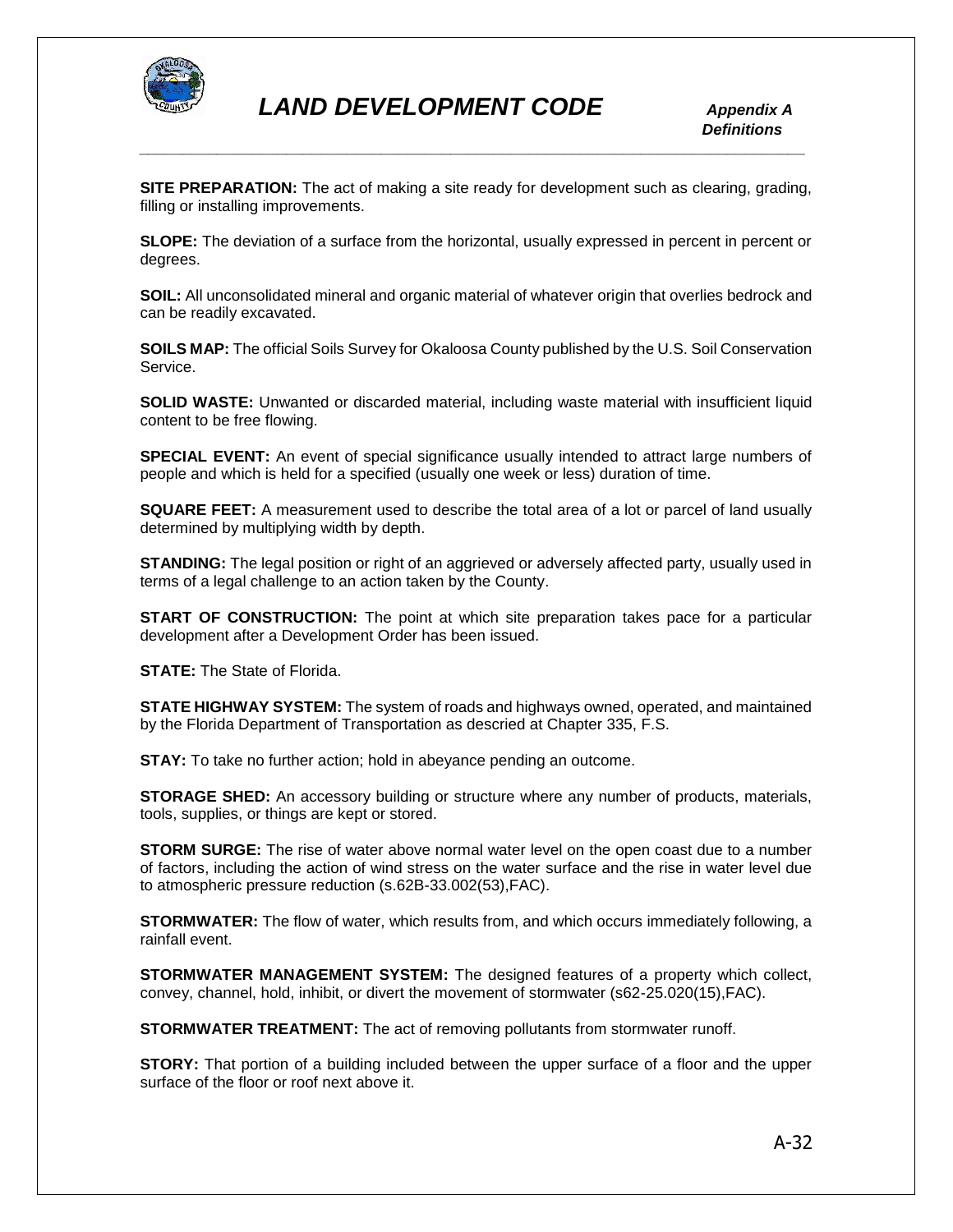**SITE PREPARATION:** The act of making a site ready for development such as clearing, grading, filling or installing improvements.

**SLOPE:** The deviation of a surface from the horizontal, usually expressed in percent in percent or degrees.

**SOIL:** All unconsolidated mineral and organic material of whatever origin that overlies bedrock and can be readily excavated.

**SOILS MAP:** The official Soils Survey for Okaloosa County published by the U.S. Soil Conservation Service.

**SOLID WASTE:** Unwanted or discarded material, including waste material with insufficient liquid content to be free flowing.

**SPECIAL EVENT:** An event of special significance usually intended to attract large numbers of people and which is held for a specified (usually one week or less) duration of time.

**SQUARE FEET:** A measurement used to describe the total area of a lot or parcel of land usually determined by multiplying width by depth.

**STANDING:** The legal position or right of an aggrieved or adversely affected party, usually used in terms of a legal challenge to an action taken by the County.

**START OF CONSTRUCTION:** The point at which site preparation takes pace for a particular development after a Development Order has been issued.

**STATE:** The State of Florida.

**STATE HIGHWAY SYSTEM:** The system of roads and highways owned, operated, and maintained by the Florida Department of Transportation as descried at Chapter 335, F.S.

**STAY:** To take no further action; hold in abeyance pending an outcome.

**STORAGE SHED:** An accessory building or structure where any number of products, materials, tools, supplies, or things are kept or stored.

**STORM SURGE:** The rise of water above normal water level on the open coast due to a number of factors, including the action of wind stress on the water surface and the rise in water level due to atmospheric pressure reduction (s.62B-33.002(53),FAC).

**STORMWATER:** The flow of water, which results from, and which occurs immediately following, a rainfall event.

**STORMWATER MANAGEMENT SYSTEM:** The designed features of a property which collect, convey, channel, hold, inhibit, or divert the movement of stormwater (s62-25.020(15),FAC).

**STORMWATER TREATMENT:** The act of removing pollutants from stormwater runoff.

**STORY:** That portion of a building included between the upper surface of a floor and the upper surface of the floor or roof next above it.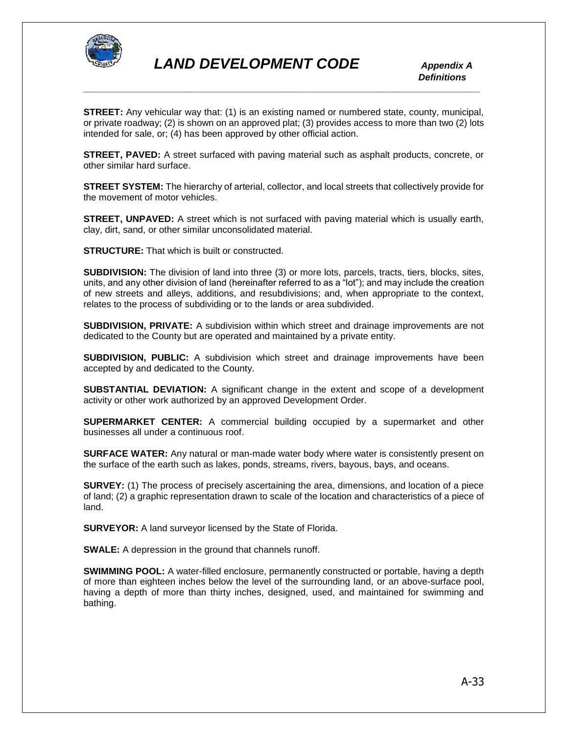**STREET:** Any vehicular way that: (1) is an existing named or numbered state, county, municipal, or private roadway; (2) is shown on an approved plat; (3) provides access to more than two (2) lots intended for sale, or; (4) has been approved by other official action.

**STREET, PAVED:** A street surfaced with paving material such as asphalt products, concrete, or other similar hard surface.

**STREET SYSTEM:** The hierarchy of arterial, collector, and local streets that collectively provide for the movement of motor vehicles.

**STREET, UNPAVED:** A street which is not surfaced with paving material which is usually earth, clay, dirt, sand, or other similar unconsolidated material.

**STRUCTURE:** That which is built or constructed.

**SUBDIVISION:** The division of land into three (3) or more lots, parcels, tracts, tiers, blocks, sites, units, and any other division of land (hereinafter referred to as a "lot"); and may include the creation of new streets and alleys, additions, and resubdivisions; and, when appropriate to the context, relates to the process of subdividing or to the lands or area subdivided.

**SUBDIVISION, PRIVATE:** A subdivision within which street and drainage improvements are not dedicated to the County but are operated and maintained by a private entity.

**SUBDIVISION, PUBLIC:** A subdivision which street and drainage improvements have been accepted by and dedicated to the County.

**SUBSTANTIAL DEVIATION:** A significant change in the extent and scope of a development activity or other work authorized by an approved Development Order.

**SUPERMARKET CENTER:** A commercial building occupied by a supermarket and other businesses all under a continuous roof.

**SURFACE WATER:** Any natural or man-made water body where water is consistently present on the surface of the earth such as lakes, ponds, streams, rivers, bayous, bays, and oceans.

**SURVEY:** (1) The process of precisely ascertaining the area, dimensions, and location of a piece of land; (2) a graphic representation drawn to scale of the location and characteristics of a piece of land.

**SURVEYOR:** A land surveyor licensed by the State of Florida.

**SWALE:** A depression in the ground that channels runoff.

**SWIMMING POOL:** A water-filled enclosure, permanently constructed or portable, having a depth of more than eighteen inches below the level of the surrounding land, or an above-surface pool, having a depth of more than thirty inches, designed, used, and maintained for swimming and bathing.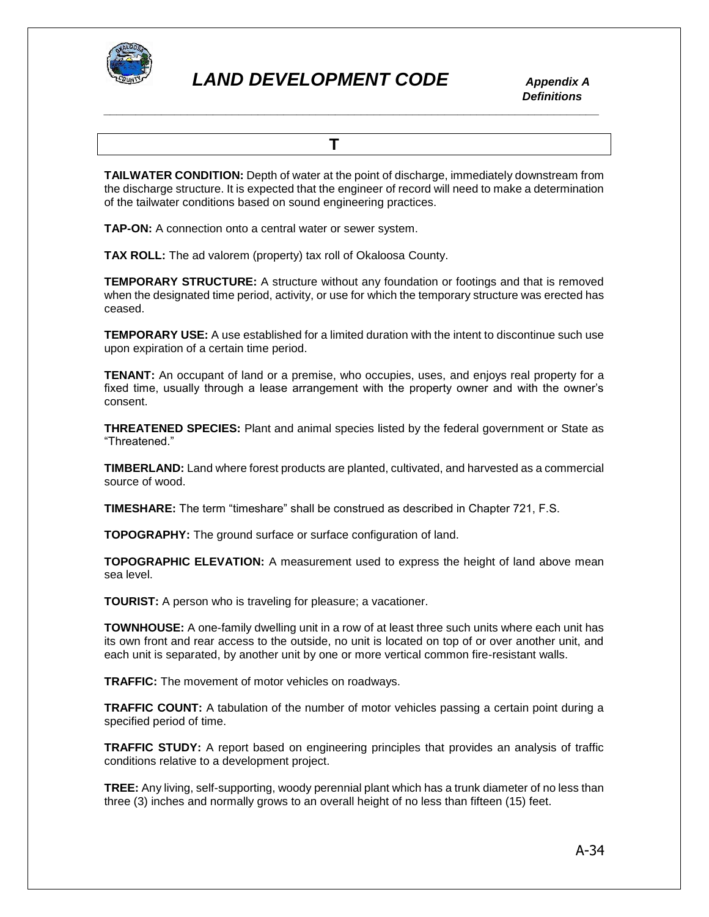## T

**TAILWATER CONDITION:** Depth of water at the point of discharge, immediately downstream from the discharge structure. It is expected that the engineer of record will need to make a determination of the tailwater conditions based on sound engineering practices.

**TAP-ON:** A connection onto a central water or sewer system.

**TAX ROLL:** The ad valorem (property) tax roll of Okaloosa County.

**TEMPORARY STRUCTURE:** A structure without any foundation or footings and that is removed when the designated time period, activity, or use for which the temporary structure was erected has ceased.

**TEMPORARY USE:** A use established for a limited duration with the intent to discontinue such use upon expiration of a certain time period.

**TENANT:** An occupant of land or a premise, who occupies, uses, and enjoys real property for a fixed time, usually through a lease arrangement with the property owner and with the owner's consent.

**THREATENED SPECIES:** Plant and animal species listed by the federal government or State as "Threatened."

**TIMBERLAND:** Land where forest products are planted, cultivated, and harvested as a commercial source of wood.

**TIMESHARE:** The term "timeshare" shall be construed as described in Chapter 721, F.S.

**TOPOGRAPHY:** The ground surface or surface configuration of land.

**TOPOGRAPHIC ELEVATION:** A measurement used to express the height of land above mean sea level.

**TOURIST:** A person who is traveling for pleasure; a vacationer.

**TOWNHOUSE:** A one-family dwelling unit in a row of at least three such units where each unit has its own front and rear access to the outside, no unit is located on top of or over another unit, and each unit is separated, by another unit by one or more vertical common fire-resistant walls.

**TRAFFIC:** The movement of motor vehicles on roadways.

**TRAFFIC COUNT:** A tabulation of the number of motor vehicles passing a certain point during a specified period of time.

**TRAFFIC STUDY:** A report based on engineering principles that provides an analysis of traffic conditions relative to a development project.

**TREE:** Any living, self-supporting, woody perennial plant which has a trunk diameter of no less than three (3) inches and normally grows to an overall height of no less than fifteen (15) feet.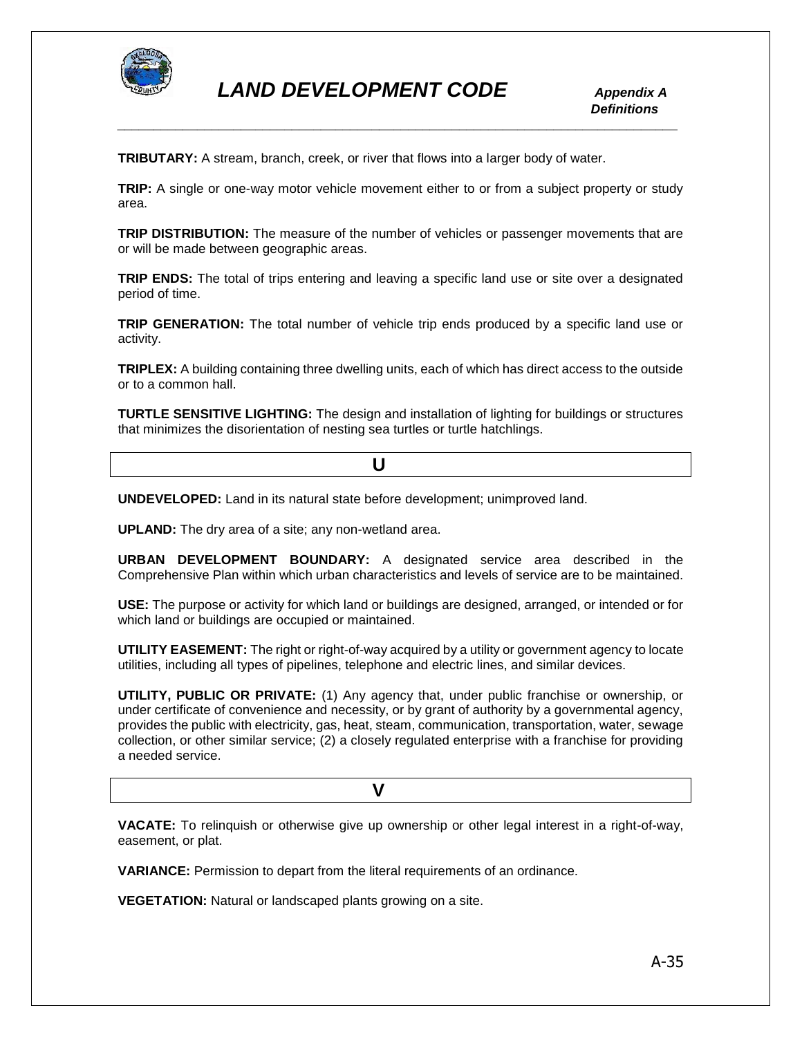**TRIBUTARY:** A stream, branch, creek, or river that flows into a larger body of water.

**TRIP:** A single or one-way motor vehicle movement either to or from a subject property or study area.

**TRIP DISTRIBUTION:** The measure of the number of vehicles or passenger movements that are or will be made between geographic areas.

**TRIP ENDS:** The total of trips entering and leaving a specific land use or site over a designated period of time.

**TRIP GENERATION:** The total number of vehicle trip ends produced by a specific land use or activity.

**TRIPLEX:** A building containing three dwelling units, each of which has direct access to the outside or to a common hall.

**TURTLE SENSITIVE LIGHTING:** The design and installation of lighting for buildings or structures that minimizes the disorientation of nesting sea turtles or turtle hatchlings.

## U

**UNDEVELOPED:** Land in its natural state before development; unimproved land.

**UPLAND:** The dry area of a site; any non-wetland area.

**URBAN DEVELOPMENT BOUNDARY:** A designated service area described in the Comprehensive Plan within which urban characteristics and levels of service are to be maintained.

**USE:** The purpose or activity for which land or buildings are designed, arranged, or intended or for which land or buildings are occupied or maintained.

**UTILITY EASEMENT:** The right or right-of-way acquired by a utility or government agency to locate utilities, including all types of pipelines, telephone and electric lines, and similar devices.

**UTILITY, PUBLIC OR PRIVATE:** (1) Any agency that, under public franchise or ownership, or under certificate of convenience and necessity, or by grant of authority by a governmental agency, provides the public with electricity, gas, heat, steam, communication, transportation, water, sewage collection, or other similar service; (2) a closely regulated enterprise with a franchise for providing a needed service.

## V

**VACATE:** To relinquish or otherwise give up ownership or other legal interest in a right-of-way, easement, or plat.

**VARIANCE:** Permission to depart from the literal requirements of an ordinance.

**VEGETATION:** Natural or landscaped plants growing on a site.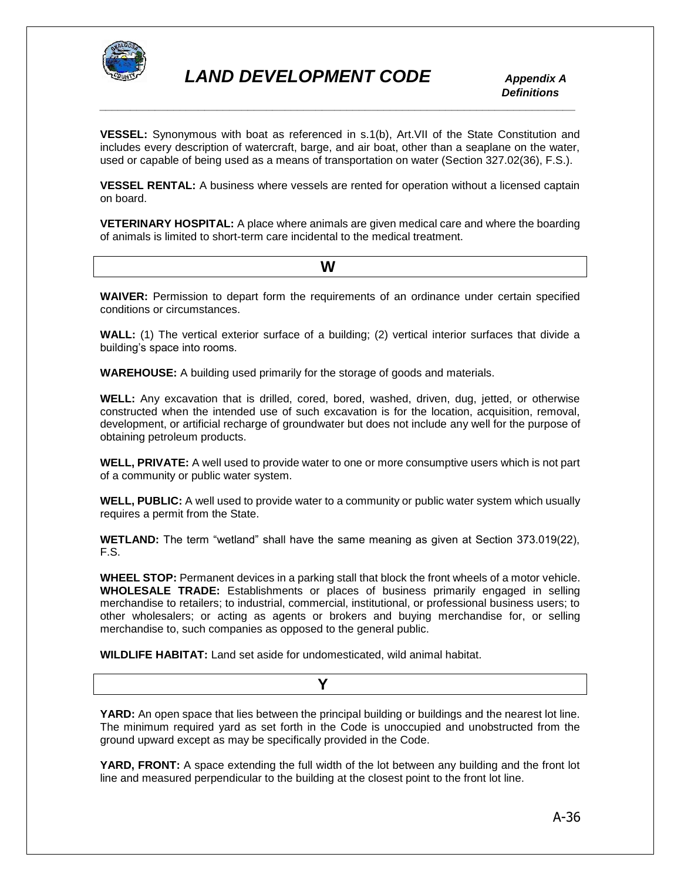**VESSEL:** Synonymous with boat as referenced in s.1(b), Art.VII of the State Constitution and includes every description of watercraft, barge, and air boat, other than a seaplane on the water, used or capable of being used as a means of transportation on water (Section 327.02(36), F.S.).

**VESSEL RENTAL:** A business where vessels are rented for operation without a licensed captain on board.

**VETERINARY HOSPITAL:** A place where animals are given medical care and where the boarding of animals is limited to short-term care incidental to the medical treatment.

## W

**WAIVER:** Permission to depart form the requirements of an ordinance under certain specified conditions or circumstances.

**WALL:** (1) The vertical exterior surface of a building; (2) vertical interior surfaces that divide a building's space into rooms.

**WAREHOUSE:** A building used primarily for the storage of goods and materials.

**WELL:** Any excavation that is drilled, cored, bored, washed, driven, dug, jetted, or otherwise constructed when the intended use of such excavation is for the location, acquisition, removal, development, or artificial recharge of groundwater but does not include any well for the purpose of obtaining petroleum products.

**WELL, PRIVATE:** A well used to provide water to one or more consumptive users which is not part of a community or public water system.

**WELL, PUBLIC:** A well used to provide water to a community or public water system which usually requires a permit from the State.

**WETLAND:** The term "wetland" shall have the same meaning as given at Section 373.019(22), F.S.

**WHEEL STOP:** Permanent devices in a parking stall that block the front wheels of a motor vehicle.
**WHOLESALE TRADE:** Establishments or places of business primarily engaged in selling merchandise to retailers; to industrial, commercial, institutional, or professional business users; to other wholesalers; or acting as agents or brokers and buying merchandise for, or selling merchandise to, such companies as opposed to the general public.

**WILDLIFE HABITAT:** Land set aside for undomesticated, wild animal habitat.

## Y

**YARD:** An open space that lies between the principal building or buildings and the nearest lot line. The minimum required yard as set forth in the Code is unoccupied and unobstructed from the ground upward except as may be specifically provided in the Code.

**YARD, FRONT:** A space extending the full width of the lot between any building and the front lot line and measured perpendicular to the building at the closest point to the front lot line.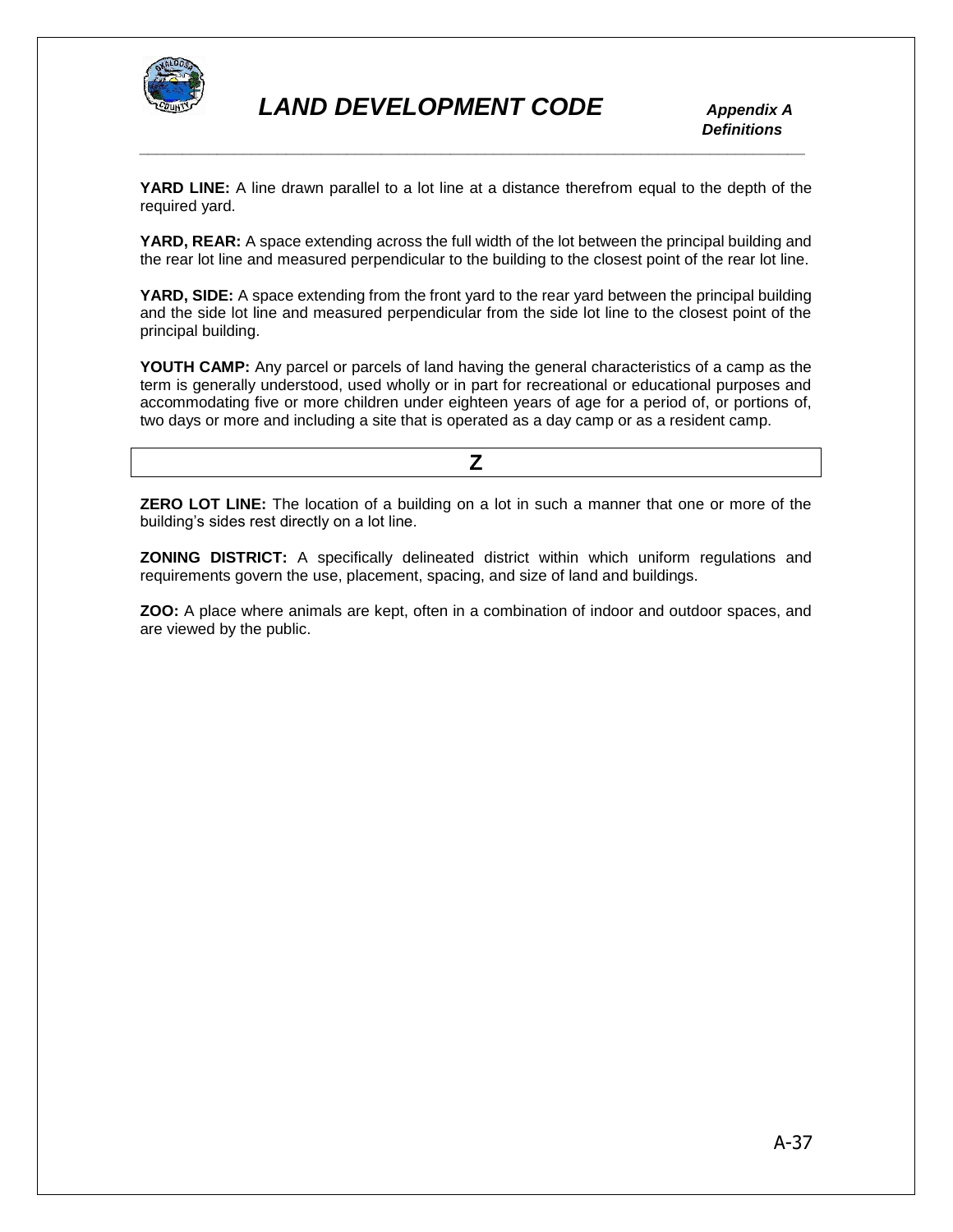**YARD LINE:** A line drawn parallel to a lot line at a distance therefrom equal to the depth of the required yard.

**YARD, REAR:** A space extending across the full width of the lot between the principal building and the rear lot line and measured perpendicular to the building to the closest point of the rear lot line.

**YARD, SIDE:** A space extending from the front yard to the rear yard between the principal building and the side lot line and measured perpendicular from the side lot line to the closest point of the principal building.

**YOUTH CAMP:** Any parcel or parcels of land having the general characteristics of a camp as the term is generally understood, used wholly or in part for recreational or educational purposes and accommodating five or more children under eighteen years of age for a period of, or portions of, two days or more and including a site that is operated as a day camp or as a resident camp.

## Z

**ZERO LOT LINE:** The location of a building on a lot in such a manner that one or more of the building's sides rest directly on a lot line.

**ZONING DISTRICT:** A specifically delineated district within which uniform regulations and requirements govern the use, placement, spacing, and size of land and buildings.

**ZOO:** A place where animals are kept, often in a combination of indoor and outdoor spaces, and are viewed by the public.